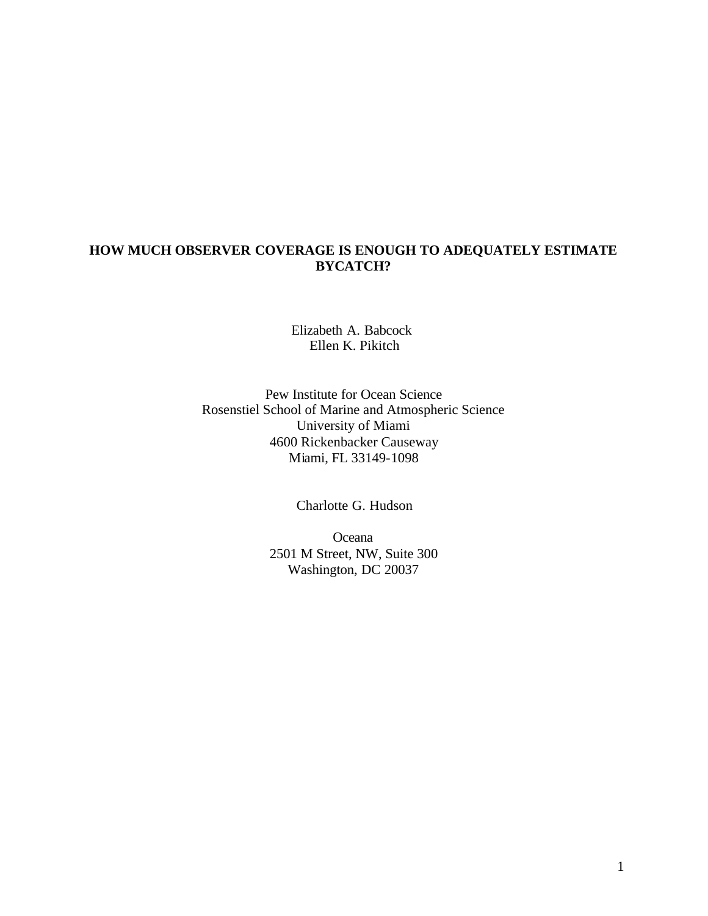# HOW MUCH OBSERVER COVERAGE IS ENOUGH TO ADEQUATELY ESTIMATE BYCATCH?

Elizabeth A. Babcock
Ellen K. Pikitch

Pew Institute for Ocean Science
Rosenstiel School of Marine and Atmospheric Science
University of Miami
4600 Rickenbacker Causeway
Miami, FL 33149-1098

Charlotte G. Hudson

Oceana
2501 M Street, NW, Suite 300
Washington, DC 20037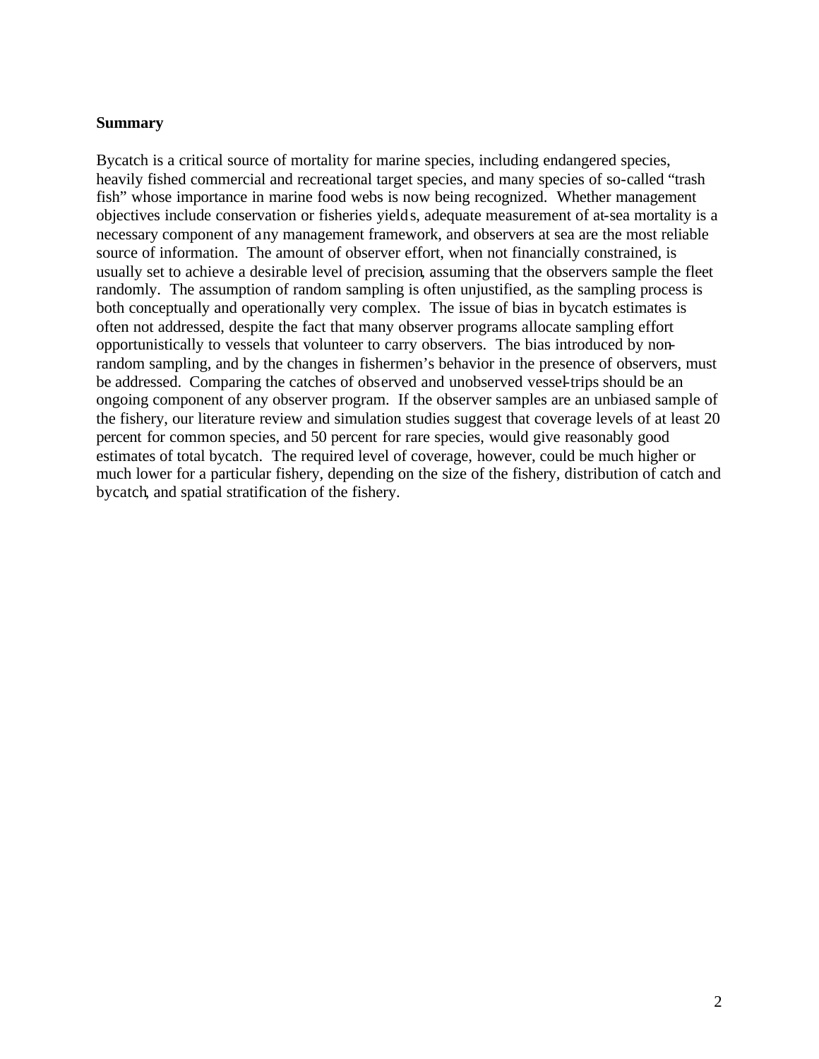**Summary**

Bycatch is a critical source of mortality for marine species, including endangered species, heavily fished commercial and recreational target species, and many species of so-called "trash fish" whose importance in marine food webs is now being recognized. Whether management objectives include conservation or fisheries yields, adequate measurement of at-sea mortality is a necessary component of any management framework, and observers at sea are the most reliable source of information. The amount of observer effort, when not financially constrained, is usually set to achieve a desirable level of precision, assuming that the observers sample the fleet randomly. The assumption of random sampling is often unjustified, as the sampling process is both conceptually and operationally very complex. The issue of bias in bycatch estimates is often not addressed, despite the fact that many observer programs allocate sampling effort opportunistically to vessels that volunteer to carry observers. The bias introduced by non-random sampling, and by the changes in fishermen's behavior in the presence of observers, must be addressed. Comparing the catches of observed and unobserved vessel-trips should be an ongoing component of any observer program. If the observer samples are an unbiased sample of the fishery, our literature review and simulation studies suggest that coverage levels of at least 20 percent for common species, and 50 percent for rare species, would give reasonably good estimates of total bycatch. The required level of coverage, however, could be much higher or much lower for a particular fishery, depending on the size of the fishery, distribution of catch and bycatch, and spatial stratification of the fishery.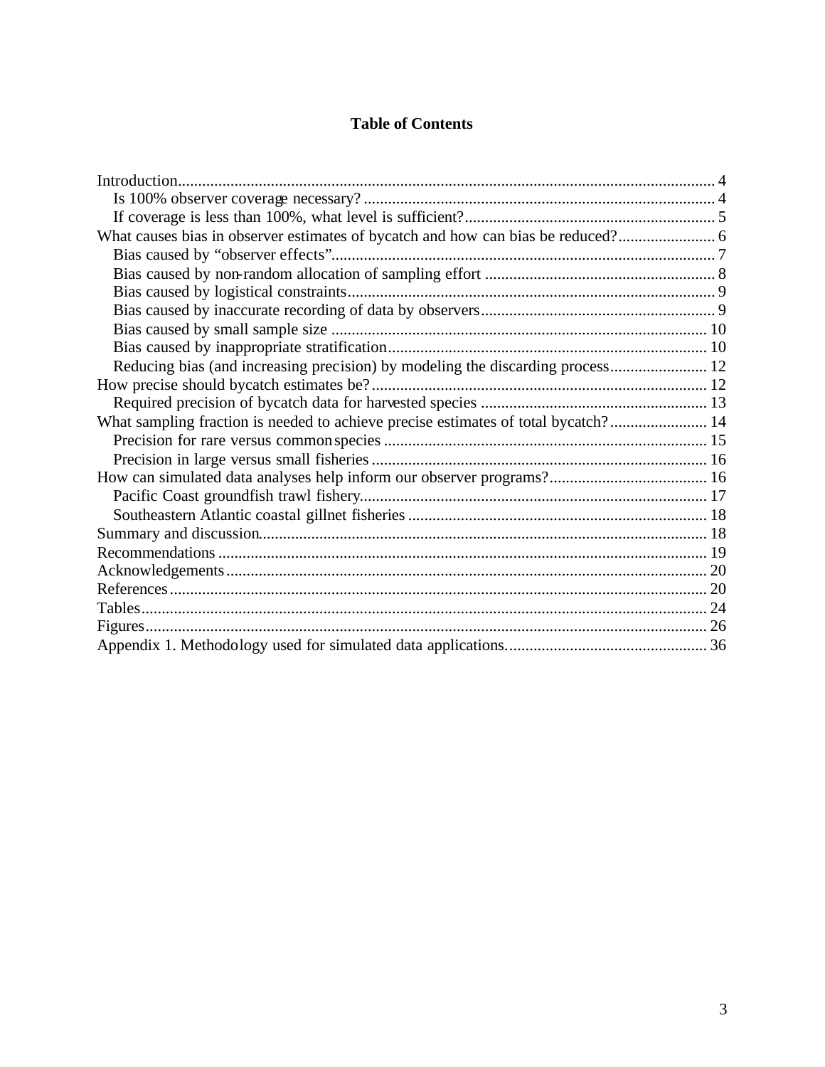# Table of Contents

Introduction .......................................................... 4
- Is 100% observer coverage necessary? .......................................................... 4
- If coverage is less than 100%, what level is sufficient? .......................................................... 5

What causes bias in observer estimates of bycatch and how can bias be reduced? .......................................................... 6
- Bias caused by "observer effects" .......................................................... 7
- Bias caused by non-random allocation of sampling effort .......................................................... 8
- Bias caused by logistical constraints .......................................................... 9
- Bias caused by inaccurate recording of data by observers .......................................................... 9
- Bias caused by small sample size .......................................................... 10
- Bias caused by inappropriate stratification .......................................................... 10
- Reducing bias (and increasing precision) by modeling the discarding process .......................................................... 12

How precise should bycatch estimates be? .......................................................... 12
- Required precision of bycatch data for harvested species .......................................................... 13

What sampling fraction is needed to achieve precise estimates of total bycatch? .......................................................... 14
- Precision for rare versus common species .......................................................... 15
- Precision in large versus small fisheries .......................................................... 16

How can simulated data analyses help inform our observer programs? .......................................................... 16
- Pacific Coast groundfish trawl fishery .......................................................... 17
- Southeastern Atlantic coastal gillnet fisheries .......................................................... 18

Summary and discussion .......................................................... 18

Recommendations .......................................................... 19

Acknowledgements .......................................................... 20

References .......................................................... 20

Tables .......................................................... 24

Figures .......................................................... 26

Appendix 1. Methodology used for simulated data applications. .......................................................... 36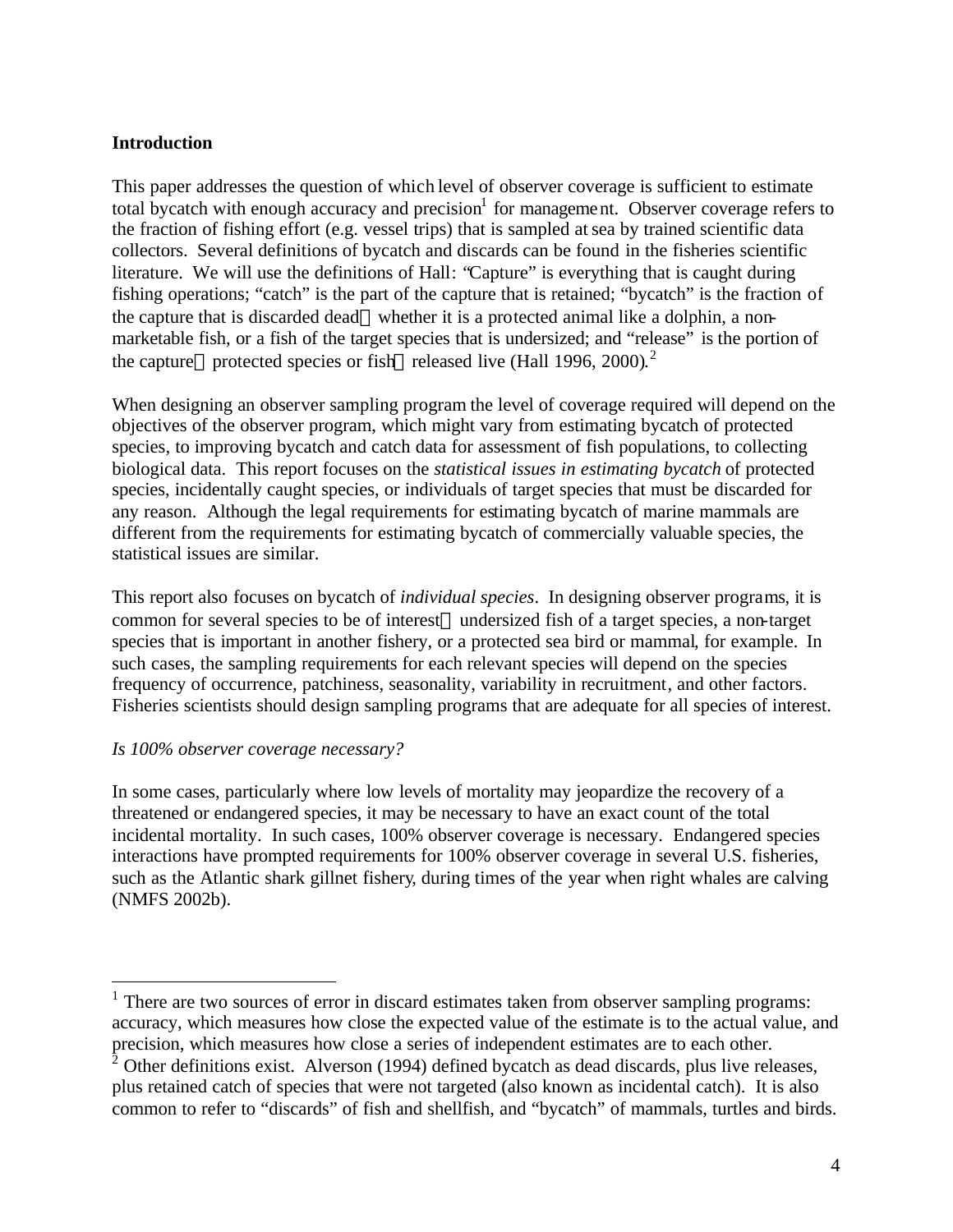**Introduction**

This paper addresses the question of which level of observer coverage is sufficient to estimate total bycatch with enough accuracy and precision[1] for management. Observer coverage refers to the fraction of fishing effort (e.g. vessel trips) that is sampled at sea by trained scientific data collectors. Several definitions of bycatch and discards can be found in the fisheries scientific literature. We will use the definitions of Hall: "Capture" is everything that is caught during fishing operations; "catch" is the part of the capture that is retained; "bycatch" is the fraction of the capture that is discarded dead — whether it is a protected animal like a dolphin, a non-marketable fish, or a fish of the target species that is undersized; and "release" is the portion of the capture — protected species or fish — released live (Hall 1996, 2000).[2]

When designing an observer sampling program the level of coverage required will depend on the objectives of the observer program, which might vary from estimating bycatch of protected species, to improving bycatch and catch data for assessment of fish populations, to collecting biological data. This report focuses on the *statistical issues in estimating bycatch* of protected species, incidentally caught species, or individuals of target species that must be discarded for any reason. Although the legal requirements for estimating bycatch of marine mammals are different from the requirements for estimating bycatch of commercially valuable species, the statistical issues are similar.

This report also focuses on bycatch of *individual species*. In designing observer programs, it is common for several species to be of interest — undersized fish of a target species, a non-target species that is important in another fishery, or a protected sea bird or mammal, for example. In such cases, the sampling requirements for each relevant species will depend on the species frequency of occurrence, patchiness, seasonality, variability in recruitment, and other factors. Fisheries scientists should design sampling programs that are adequate for all species of interest.

*Is 100% observer coverage necessary?*

In some cases, particularly where low levels of mortality may jeopardize the recovery of a threatened or endangered species, it may be necessary to have an exact count of the total incidental mortality. In such cases, 100% observer coverage is necessary. Endangered species interactions have prompted requirements for 100% observer coverage in several U.S. fisheries, such as the Atlantic shark gillnet fishery, during times of the year when right whales are calving (NMFS 2002b).

---

[1] There are two sources of error in discard estimates taken from observer sampling programs: accuracy, which measures how close the expected value of the estimate is to the actual value, and precision, which measures how close a series of independent estimates are to each other.

[2] Other definitions exist. Alverson (1994) defined bycatch as dead discards, plus live releases, plus retained catch of species that were not targeted (also known as incidental catch). It is also common to refer to "discards" of fish and shellfish, and "bycatch" of mammals, turtles and birds.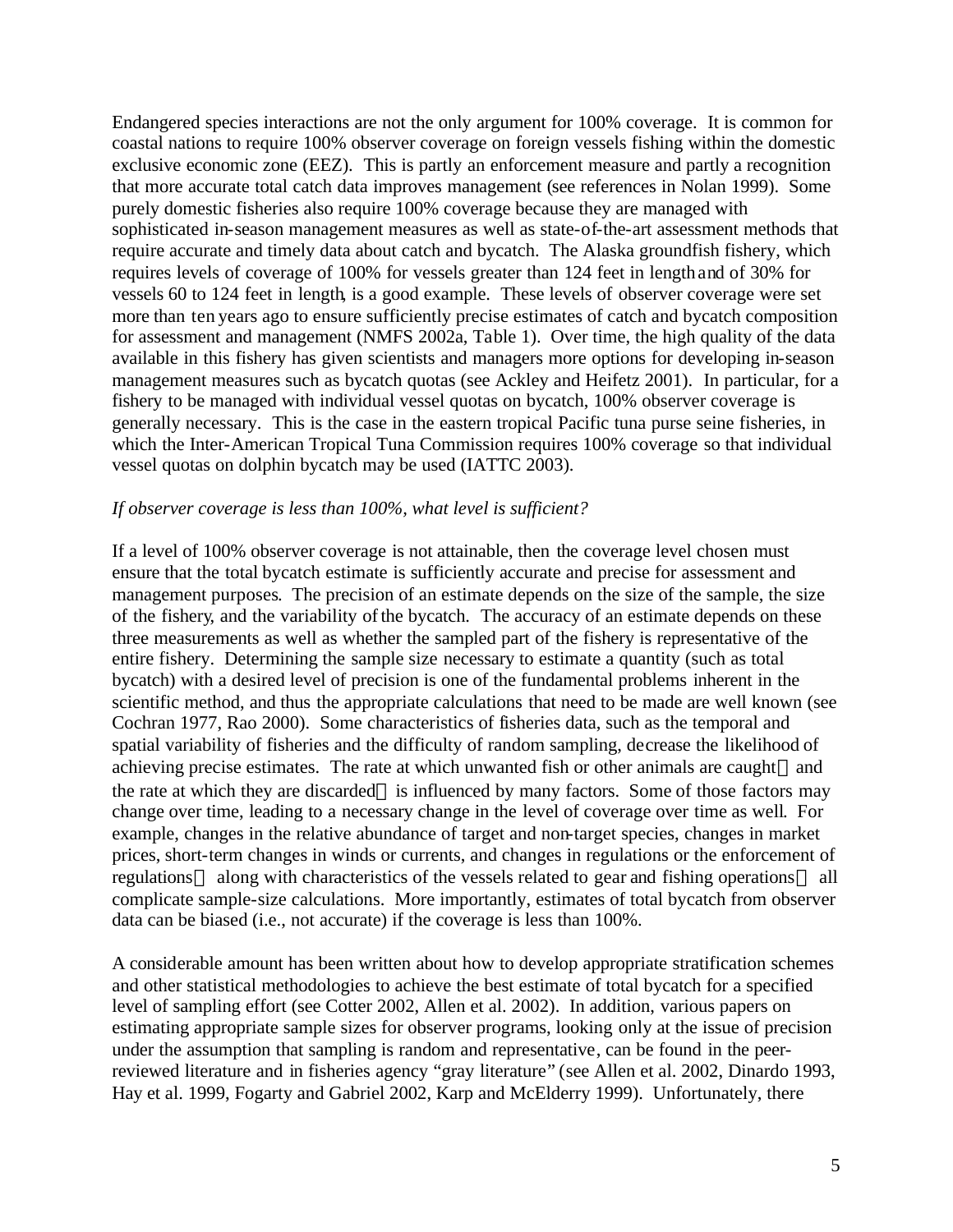Endangered species interactions are not the only argument for 100% coverage. It is common for coastal nations to require 100% observer coverage on foreign vessels fishing within the domestic exclusive economic zone (EEZ). This is partly an enforcement measure and partly a recognition that more accurate total catch data improves management (see references in Nolan 1999). Some purely domestic fisheries also require 100% coverage because they are managed with sophisticated in-season management measures as well as state-of-the-art assessment methods that require accurate and timely data about catch and bycatch. The Alaska groundfish fishery, which requires levels of coverage of 100% for vessels greater than 124 feet in length and of 30% for vessels 60 to 124 feet in length, is a good example. These levels of observer coverage were set more than ten years ago to ensure sufficiently precise estimates of catch and bycatch composition for assessment and management (NMFS 2002a, Table 1). Over time, the high quality of the data available in this fishery has given scientists and managers more options for developing in-season management measures such as bycatch quotas (see Ackley and Heifetz 2001). In particular, for a fishery to be managed with individual vessel quotas on bycatch, 100% observer coverage is generally necessary. This is the case in the eastern tropical Pacific tuna purse seine fisheries, in which the Inter-American Tropical Tuna Commission requires 100% coverage so that individual vessel quotas on dolphin bycatch may be used (IATTC 2003).

*If observer coverage is less than 100%, what level is sufficient?*

If a level of 100% observer coverage is not attainable, then the coverage level chosen must ensure that the total bycatch estimate is sufficiently accurate and precise for assessment and management purposes. The precision of an estimate depends on the size of the sample, the size of the fishery, and the variability of the bycatch. The accuracy of an estimate depends on these three measurements as well as whether the sampled part of the fishery is representative of the entire fishery. Determining the sample size necessary to estimate a quantity (such as total bycatch) with a desired level of precision is one of the fundamental problems inherent in the scientific method, and thus the appropriate calculations that need to be made are well known (see Cochran 1977, Rao 2000). Some characteristics of fisheries data, such as the temporal and spatial variability of fisheries and the difficulty of random sampling, decrease the likelihood of achieving precise estimates. The rate at which unwanted fish or other animals are caught — and the rate at which they are discarded — is influenced by many factors. Some of those factors may change over time, leading to a necessary change in the level of coverage over time as well. For example, changes in the relative abundance of target and non-target species, changes in market prices, short-term changes in winds or currents, and changes in regulations or the enforcement of regulations — along with characteristics of the vessels related to gear and fishing operations — all complicate sample-size calculations. More importantly, estimates of total bycatch from observer data can be biased (i.e., not accurate) if the coverage is less than 100%.

A considerable amount has been written about how to develop appropriate stratification schemes and other statistical methodologies to achieve the best estimate of total bycatch for a specified level of sampling effort (see Cotter 2002, Allen et al. 2002). In addition, various papers on estimating appropriate sample sizes for observer programs, looking only at the issue of precision under the assumption that sampling is random and representative, can be found in the peer-reviewed literature and in fisheries agency "gray literature" (see Allen et al. 2002, Dinardo 1993, Hay et al. 1999, Fogarty and Gabriel 2002, Karp and McElderry 1999). Unfortunately, there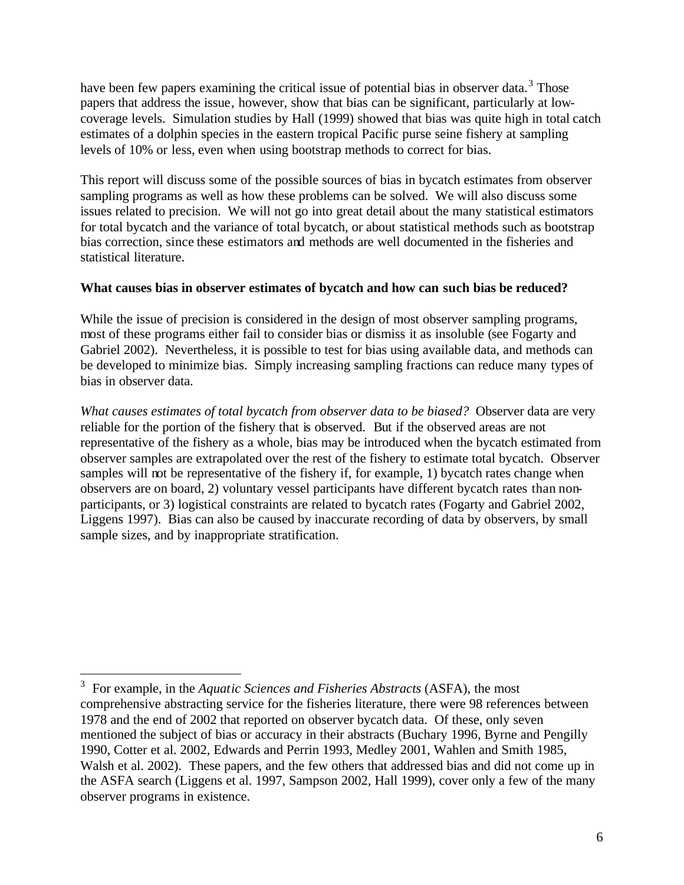have been few papers examining the critical issue of potential bias in observer data.[3] Those papers that address the issue, however, show that bias can be significant, particularly at low-coverage levels. Simulation studies by Hall (1999) showed that bias was quite high in total catch estimates of a dolphin species in the eastern tropical Pacific purse seine fishery at sampling levels of 10% or less, even when using bootstrap methods to correct for bias.

This report will discuss some of the possible sources of bias in bycatch estimates from observer sampling programs as well as how these problems can be solved. We will also discuss some issues related to precision. We will not go into great detail about the many statistical estimators for total bycatch and the variance of total bycatch, or about statistical methods such as bootstrap bias correction, since these estimators and methods are well documented in the fisheries and statistical literature.

**What causes bias in observer estimates of bycatch and how can such bias be reduced?**

While the issue of precision is considered in the design of most observer sampling programs, most of these programs either fail to consider bias or dismiss it as insoluble (see Fogarty and Gabriel 2002). Nevertheless, it is possible to test for bias using available data, and methods can be developed to minimize bias. Simply increasing sampling fractions can reduce many types of bias in observer data.

*What causes estimates of total bycatch from observer data to be biased?* Observer data are very reliable for the portion of the fishery that is observed. But if the observed areas are not representative of the fishery as a whole, bias may be introduced when the bycatch estimated from observer samples are extrapolated over the rest of the fishery to estimate total bycatch. Observer samples will not be representative of the fishery if, for example, 1) bycatch rates change when observers are on board, 2) voluntary vessel participants have different bycatch rates than non-participants, or 3) logistical constraints are related to bycatch rates (Fogarty and Gabriel 2002, Liggens 1997). Bias can also be caused by inaccurate recording of data by observers, by small sample sizes, and by inappropriate stratification.

---

[3] For example, in the *Aquatic Sciences and Fisheries Abstracts* (ASFA), the most comprehensive abstracting service for the fisheries literature, there were 98 references between 1978 and the end of 2002 that reported on observer bycatch data. Of these, only seven mentioned the subject of bias or accuracy in their abstracts (Buchary 1996, Byrne and Pengilly 1990, Cotter et al. 2002, Edwards and Perrin 1993, Medley 2001, Wahlen and Smith 1985, Walsh et al. 2002). These papers, and the few others that addressed bias and did not come up in the ASFA search (Liggens et al. 1997, Sampson 2002, Hall 1999), cover only a few of the many observer programs in existence.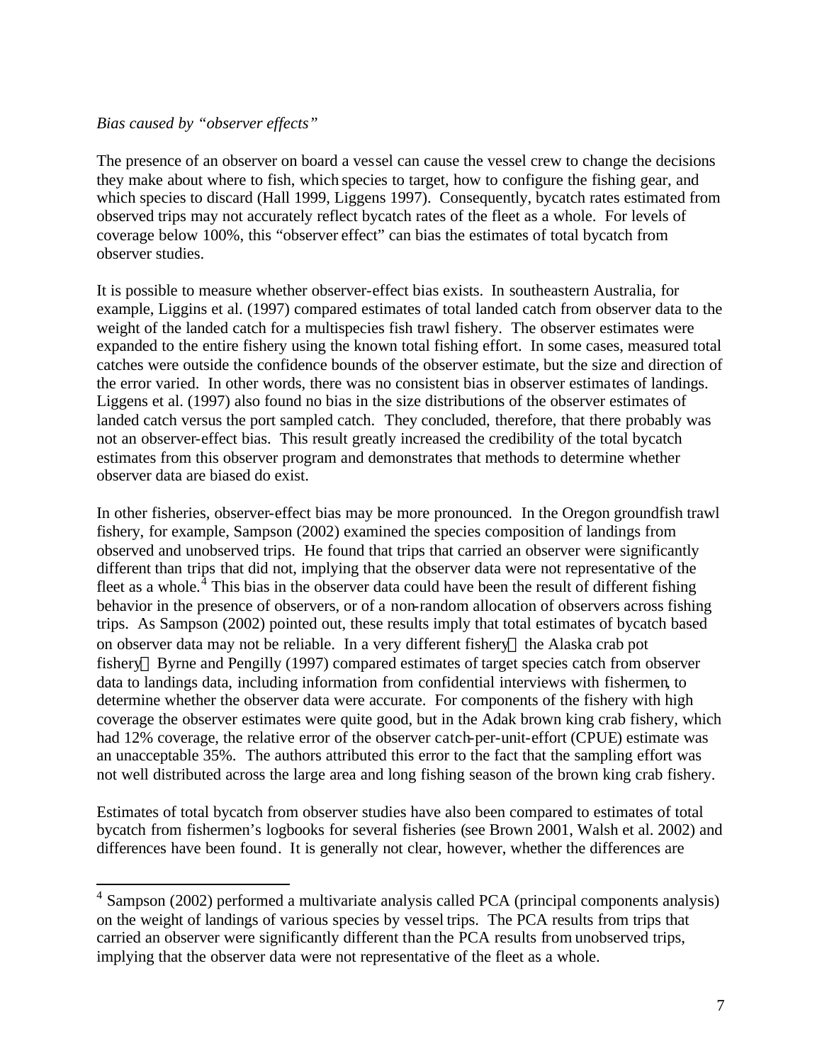*Bias caused by "observer effects"*

The presence of an observer on board a vessel can cause the vessel crew to change the decisions they make about where to fish, which species to target, how to configure the fishing gear, and which species to discard (Hall 1999, Liggens 1997). Consequently, bycatch rates estimated from observed trips may not accurately reflect bycatch rates of the fleet as a whole. For levels of coverage below 100%, this "observer effect" can bias the estimates of total bycatch from observer studies.

It is possible to measure whether observer-effect bias exists. In southeastern Australia, for example, Liggins et al. (1997) compared estimates of total landed catch from observer data to the weight of the landed catch for a multispecies fish trawl fishery. The observer estimates were expanded to the entire fishery using the known total fishing effort. In some cases, measured total catches were outside the confidence bounds of the observer estimate, but the size and direction of the error varied. In other words, there was no consistent bias in observer estimates of landings. Liggens et al. (1997) also found no bias in the size distributions of the observer estimates of landed catch versus the port sampled catch. They concluded, therefore, that there probably was not an observer-effect bias. This result greatly increased the credibility of the total bycatch estimates from this observer program and demonstrates that methods to determine whether observer data are biased do exist.

In other fisheries, observer-effect bias may be more pronounced. In the Oregon groundfish trawl fishery, for example, Sampson (2002) examined the species composition of landings from observed and unobserved trips. He found that trips that carried an observer were significantly different than trips that did not, implying that the observer data were not representative of the fleet as a whole.[4] This bias in the observer data could have been the result of different fishing behavior in the presence of observers, or of a non-random allocation of observers across fishing trips. As Sampson (2002) pointed out, these results imply that total estimates of bycatch based on observer data may not be reliable. In a very different fishery—the Alaska crab pot fishery—Byrne and Pengilly (1997) compared estimates of target species catch from observer data to landings data, including information from confidential interviews with fishermen, to determine whether the observer data were accurate. For components of the fishery with high coverage the observer estimates were quite good, but in the Adak brown king crab fishery, which had 12% coverage, the relative error of the observer catch-per-unit-effort (CPUE) estimate was an unacceptable 35%. The authors attributed this error to the fact that the sampling effort was not well distributed across the large area and long fishing season of the brown king crab fishery.

Estimates of total bycatch from observer studies have also been compared to estimates of total bycatch from fishermen's logbooks for several fisheries (see Brown 2001, Walsh et al. 2002) and differences have been found. It is generally not clear, however, whether the differences are

---

[4] Sampson (2002) performed a multivariate analysis called PCA (principal components analysis) on the weight of landings of various species by vessel trips. The PCA results from trips that carried an observer were significantly different than the PCA results from unobserved trips, implying that the observer data were not representative of the fleet as a whole.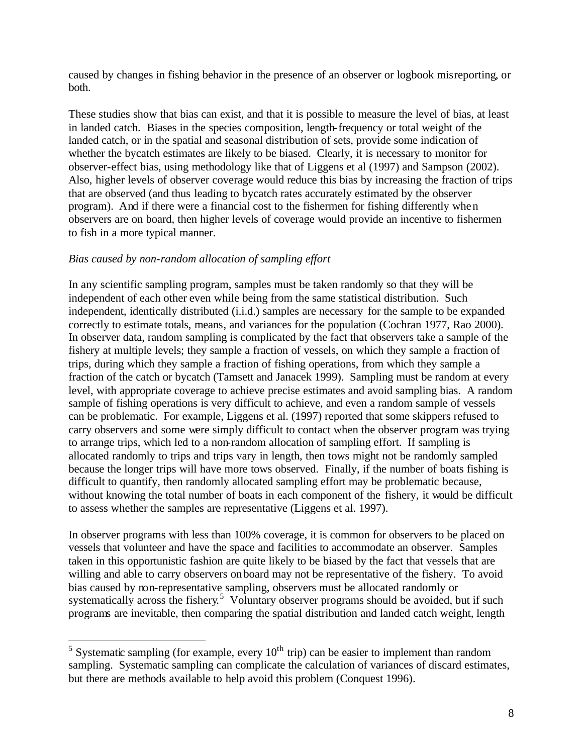caused by changes in fishing behavior in the presence of an observer or logbook misreporting, or both.

These studies show that bias can exist, and that it is possible to measure the level of bias, at least in landed catch. Biases in the species composition, length-frequency or total weight of the landed catch, or in the spatial and seasonal distribution of sets, provide some indication of whether the bycatch estimates are likely to be biased. Clearly, it is necessary to monitor for observer-effect bias, using methodology like that of Liggens et al (1997) and Sampson (2002). Also, higher levels of observer coverage would reduce this bias by increasing the fraction of trips that are observed (and thus leading to bycatch rates accurately estimated by the observer program). And if there were a financial cost to the fishermen for fishing differently when observers are on board, then higher levels of coverage would provide an incentive to fishermen to fish in a more typical manner.

*Bias caused by non-random allocation of sampling effort*

In any scientific sampling program, samples must be taken randomly so that they will be independent of each other even while being from the same statistical distribution. Such independent, identically distributed (i.i.d.) samples are necessary for the sample to be expanded correctly to estimate totals, means, and variances for the population (Cochran 1977, Rao 2000). In observer data, random sampling is complicated by the fact that observers take a sample of the fishery at multiple levels; they sample a fraction of vessels, on which they sample a fraction of trips, during which they sample a fraction of fishing operations, from which they sample a fraction of the catch or bycatch (Tamsett and Janacek 1999). Sampling must be random at every level, with appropriate coverage to achieve precise estimates and avoid sampling bias. A random sample of fishing operations is very difficult to achieve, and even a random sample of vessels can be problematic. For example, Liggens et al. (1997) reported that some skippers refused to carry observers and some were simply difficult to contact when the observer program was trying to arrange trips, which led to a non-random allocation of sampling effort. If sampling is allocated randomly to trips and trips vary in length, then tows might not be randomly sampled because the longer trips will have more tows observed. Finally, if the number of boats fishing is difficult to quantify, then randomly allocated sampling effort may be problematic because, without knowing the total number of boats in each component of the fishery, it would be difficult to assess whether the samples are representative (Liggens et al. 1997).

In observer programs with less than 100% coverage, it is common for observers to be placed on vessels that volunteer and have the space and facilities to accommodate an observer. Samples taken in this opportunistic fashion are quite likely to be biased by the fact that vessels that are willing and able to carry observers on board may not be representative of the fishery. To avoid bias caused by non-representative sampling, observers must be allocated randomly or systematically across the fishery.[5] Voluntary observer programs should be avoided, but if such programs are inevitable, then comparing the spatial distribution and landed catch weight, length

[5] Systematic sampling (for example, every 10th trip) can be easier to implement than random sampling. Systematic sampling can complicate the calculation of variances of discard estimates, but there are methods available to help avoid this problem (Conquest 1996).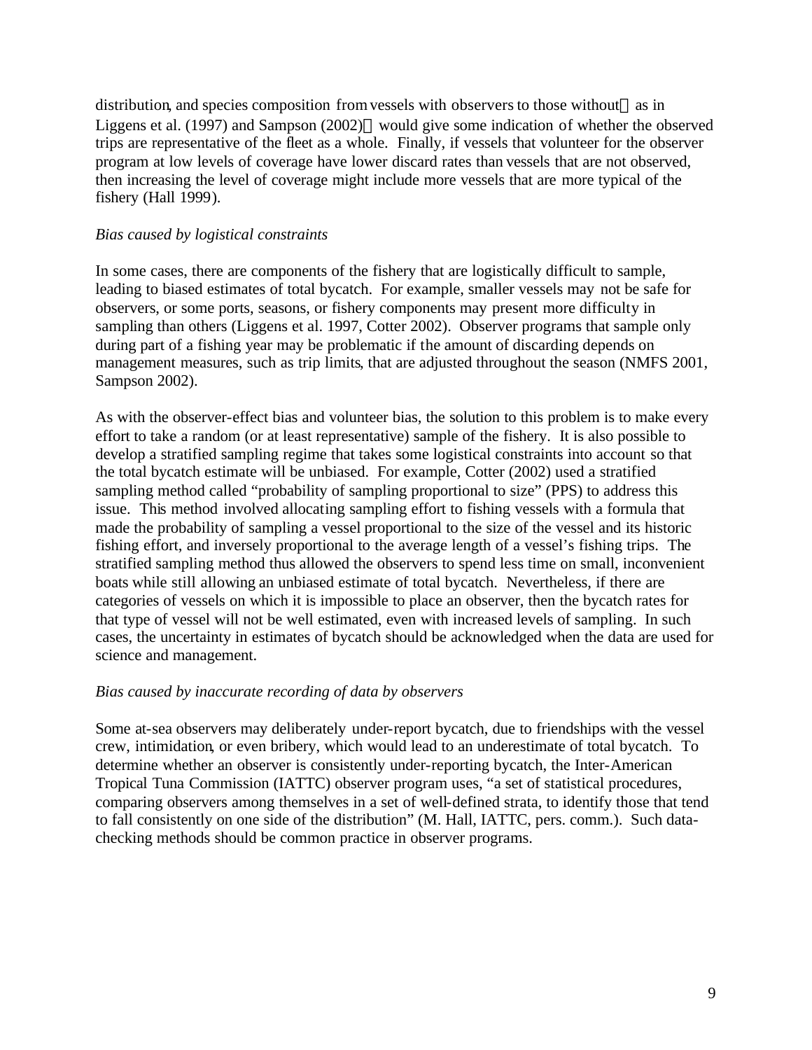distribution, and species composition from vessels with observers to those without — as in Liggens et al. (1997) and Sampson (2002) — would give some indication of whether the observed trips are representative of the fleet as a whole. Finally, if vessels that volunteer for the observer program at low levels of coverage have lower discard rates than vessels that are not observed, then increasing the level of coverage might include more vessels that are more typical of the fishery (Hall 1999).

*Bias caused by logistical constraints*

In some cases, there are components of the fishery that are logistically difficult to sample, leading to biased estimates of total bycatch. For example, smaller vessels may not be safe for observers, or some ports, seasons, or fishery components may present more difficulty in sampling than others (Liggens et al. 1997, Cotter 2002). Observer programs that sample only during part of a fishing year may be problematic if the amount of discarding depends on management measures, such as trip limits, that are adjusted throughout the season (NMFS 2001, Sampson 2002).

As with the observer-effect bias and volunteer bias, the solution to this problem is to make every effort to take a random (or at least representative) sample of the fishery. It is also possible to develop a stratified sampling regime that takes some logistical constraints into account so that the total bycatch estimate will be unbiased. For example, Cotter (2002) used a stratified sampling method called "probability of sampling proportional to size" (PPS) to address this issue. This method involved allocating sampling effort to fishing vessels with a formula that made the probability of sampling a vessel proportional to the size of the vessel and its historic fishing effort, and inversely proportional to the average length of a vessel's fishing trips. The stratified sampling method thus allowed the observers to spend less time on small, inconvenient boats while still allowing an unbiased estimate of total bycatch. Nevertheless, if there are categories of vessels on which it is impossible to place an observer, then the bycatch rates for that type of vessel will not be well estimated, even with increased levels of sampling. In such cases, the uncertainty in estimates of bycatch should be acknowledged when the data are used for science and management.

*Bias caused by inaccurate recording of data by observers*

Some at-sea observers may deliberately under-report bycatch, due to friendships with the vessel crew, intimidation, or even bribery, which would lead to an underestimate of total bycatch. To determine whether an observer is consistently under-reporting bycatch, the Inter-American Tropical Tuna Commission (IATTC) observer program uses, "a set of statistical procedures, comparing observers among themselves in a set of well-defined strata, to identify those that tend to fall consistently on one side of the distribution" (M. Hall, IATTC, pers. comm.). Such data-checking methods should be common practice in observer programs.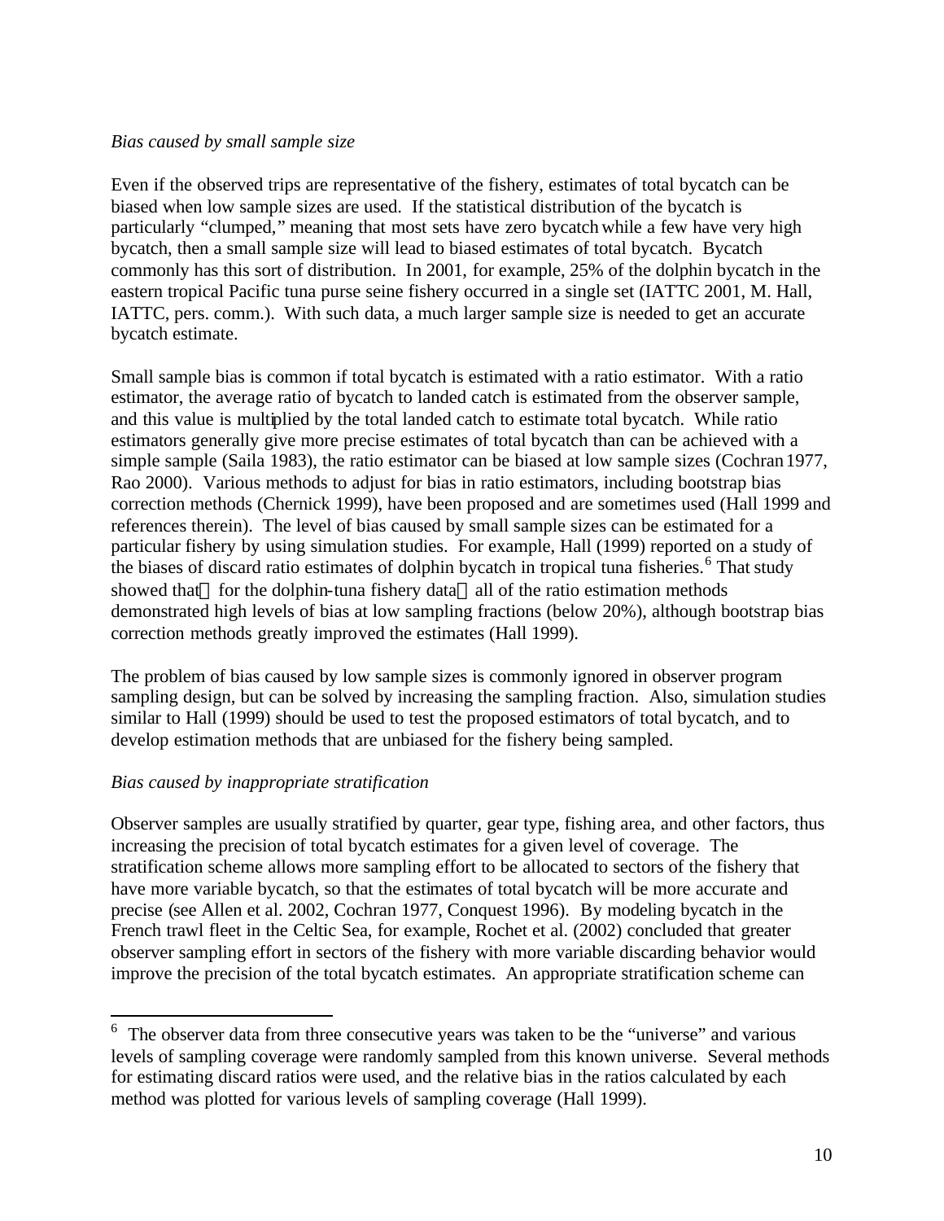*Bias caused by small sample size*

Even if the observed trips are representative of the fishery, estimates of total bycatch can be biased when low sample sizes are used. If the statistical distribution of the bycatch is particularly "clumped," meaning that most sets have zero bycatch while a few have very high bycatch, then a small sample size will lead to biased estimates of total bycatch. Bycatch commonly has this sort of distribution. In 2001, for example, 25% of the dolphin bycatch in the eastern tropical Pacific tuna purse seine fishery occurred in a single set (IATTC 2001, M. Hall, IATTC, pers. comm.). With such data, a much larger sample size is needed to get an accurate bycatch estimate.

Small sample bias is common if total bycatch is estimated with a ratio estimator. With a ratio estimator, the average ratio of bycatch to landed catch is estimated from the observer sample, and this value is multiplied by the total landed catch to estimate total bycatch. While ratio estimators generally give more precise estimates of total bycatch than can be achieved with a simple sample (Saila 1983), the ratio estimator can be biased at low sample sizes (Cochran 1977, Rao 2000). Various methods to adjust for bias in ratio estimators, including bootstrap bias correction methods (Chernick 1999), have been proposed and are sometimes used (Hall 1999 and references therein). The level of bias caused by small sample sizes can be estimated for a particular fishery by using simulation studies. For example, Hall (1999) reported on a study of the biases of discard ratio estimates of dolphin bycatch in tropical tuna fisheries.[6] That study showed that — for the dolphin-tuna fishery data — all of the ratio estimation methods demonstrated high levels of bias at low sampling fractions (below 20%), although bootstrap bias correction methods greatly improved the estimates (Hall 1999).

The problem of bias caused by low sample sizes is commonly ignored in observer program sampling design, but can be solved by increasing the sampling fraction. Also, simulation studies similar to Hall (1999) should be used to test the proposed estimators of total bycatch, and to develop estimation methods that are unbiased for the fishery being sampled.

*Bias caused by inappropriate stratification*

Observer samples are usually stratified by quarter, gear type, fishing area, and other factors, thus increasing the precision of total bycatch estimates for a given level of coverage. The stratification scheme allows more sampling effort to be allocated to sectors of the fishery that have more variable bycatch, so that the estimates of total bycatch will be more accurate and precise (see Allen et al. 2002, Cochran 1977, Conquest 1996). By modeling bycatch in the French trawl fleet in the Celtic Sea, for example, Rochet et al. (2002) concluded that greater observer sampling effort in sectors of the fishery with more variable discarding behavior would improve the precision of the total bycatch estimates. An appropriate stratification scheme can

---

[6] The observer data from three consecutive years was taken to be the "universe" and various levels of sampling coverage were randomly sampled from this known universe. Several methods for estimating discard ratios were used, and the relative bias in the ratios calculated by each method was plotted for various levels of sampling coverage (Hall 1999).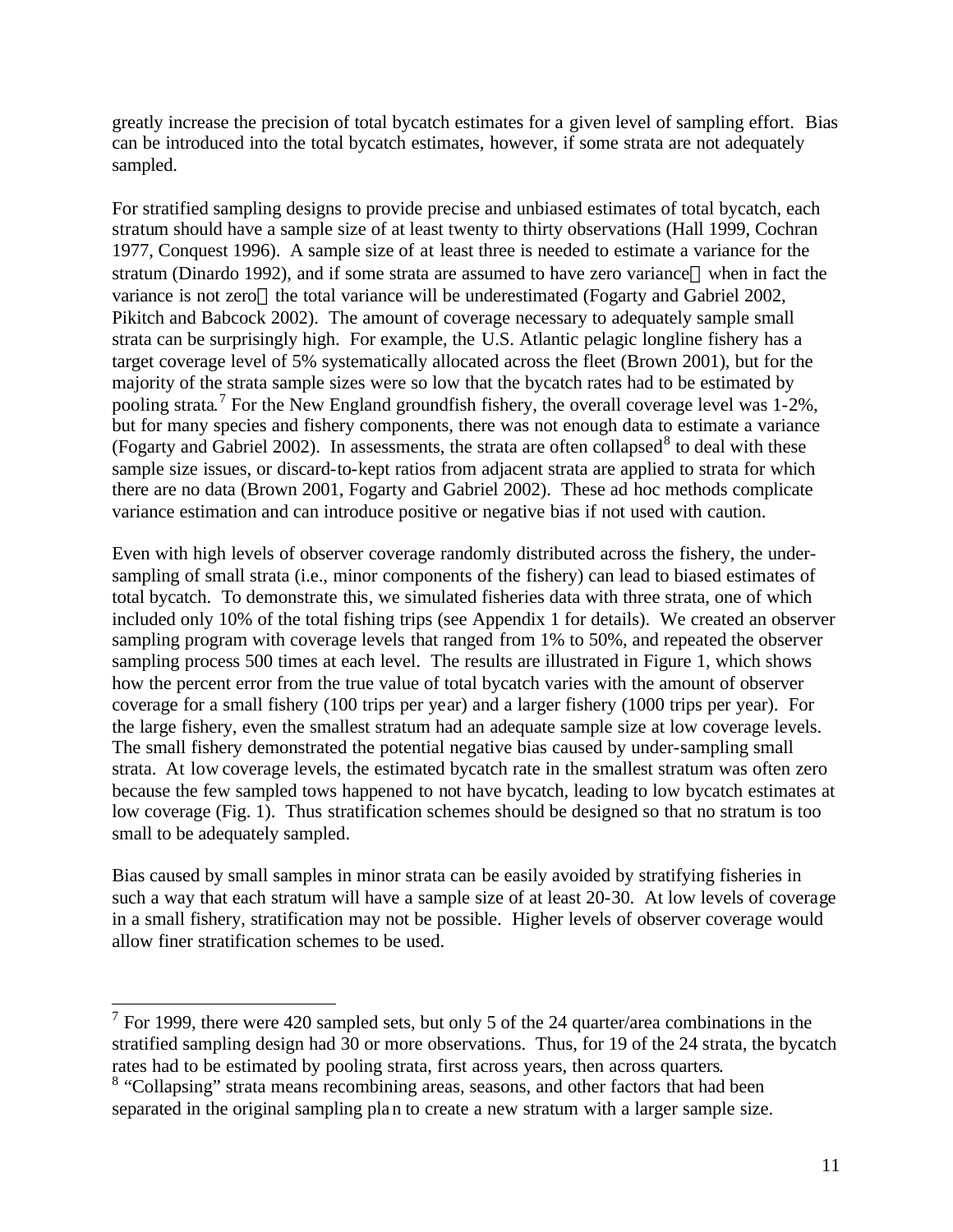greatly increase the precision of total bycatch estimates for a given level of sampling effort. Bias can be introduced into the total bycatch estimates, however, if some strata are not adequately sampled.

For stratified sampling designs to provide precise and unbiased estimates of total bycatch, each stratum should have a sample size of at least twenty to thirty observations (Hall 1999, Cochran 1977, Conquest 1996). A sample size of at least three is needed to estimate a variance for the stratum (Dinardo 1992), and if some strata are assumed to have zero variance—when in fact the variance is not zero—the total variance will be underestimated (Fogarty and Gabriel 2002, Pikitch and Babcock 2002). The amount of coverage necessary to adequately sample small strata can be surprisingly high. For example, the U.S. Atlantic pelagic longline fishery has a target coverage level of 5% systematically allocated across the fleet (Brown 2001), but for the majority of the strata sample sizes were so low that the bycatch rates had to be estimated by pooling strata.[7] For the New England groundfish fishery, the overall coverage level was 1-2%, but for many species and fishery components, there was not enough data to estimate a variance (Fogarty and Gabriel 2002). In assessments, the strata are often collapsed[8] to deal with these sample size issues, or discard-to-kept ratios from adjacent strata are applied to strata for which there are no data (Brown 2001, Fogarty and Gabriel 2002). These ad hoc methods complicate variance estimation and can introduce positive or negative bias if not used with caution.

Even with high levels of observer coverage randomly distributed across the fishery, the under-sampling of small strata (i.e., minor components of the fishery) can lead to biased estimates of total bycatch. To demonstrate this, we simulated fisheries data with three strata, one of which included only 10% of the total fishing trips (see Appendix 1 for details). We created an observer sampling program with coverage levels that ranged from 1% to 50%, and repeated the observer sampling process 500 times at each level. The results are illustrated in Figure 1, which shows how the percent error from the true value of total bycatch varies with the amount of observer coverage for a small fishery (100 trips per year) and a larger fishery (1000 trips per year). For the large fishery, even the smallest stratum had an adequate sample size at low coverage levels. The small fishery demonstrated the potential negative bias caused by under-sampling small strata. At low coverage levels, the estimated bycatch rate in the smallest stratum was often zero because the few sampled tows happened to not have bycatch, leading to low bycatch estimates at low coverage (Fig. 1). Thus stratification schemes should be designed so that no stratum is too small to be adequately sampled.

Bias caused by small samples in minor strata can be easily avoided by stratifying fisheries in such a way that each stratum will have a sample size of at least 20-30. At low levels of coverage in a small fishery, stratification may not be possible. Higher levels of observer coverage would allow finer stratification schemes to be used.

---

[7] For 1999, there were 420 sampled sets, but only 5 of the 24 quarter/area combinations in the stratified sampling design had 30 or more observations. Thus, for 19 of the 24 strata, the bycatch rates had to be estimated by pooling strata, first across years, then across quarters.

[8] "Collapsing" strata means recombining areas, seasons, and other factors that had been separated in the original sampling plan to create a new stratum with a larger sample size.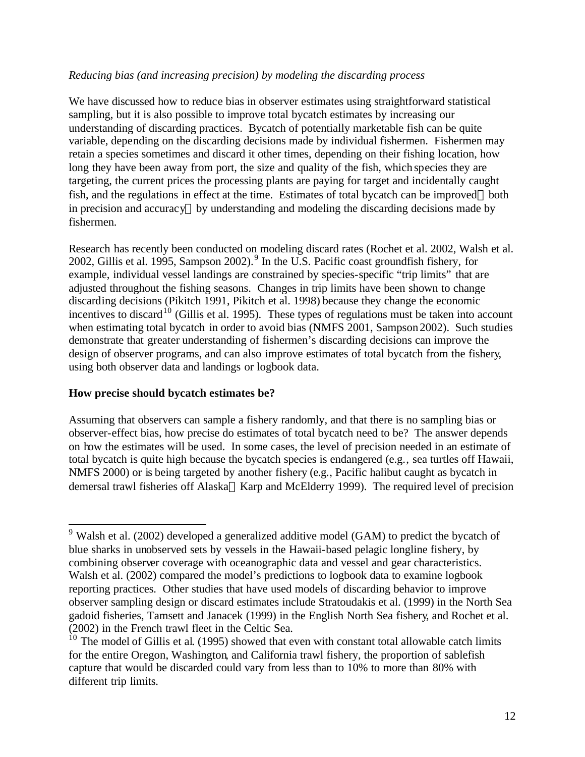*Reducing bias (and increasing precision) by modeling the discarding process*

We have discussed how to reduce bias in observer estimates using straightforward statistical sampling, but it is also possible to improve total bycatch estimates by increasing our understanding of discarding practices. Bycatch of potentially marketable fish can be quite variable, depending on the discarding decisions made by individual fishermen. Fishermen may retain a species sometimes and discard it other times, depending on their fishing location, how long they have been away from port, the size and quality of the fish, which species they are targeting, the current prices the processing plants are paying for target and incidentally caught fish, and the regulations in effect at the time. Estimates of total bycatch can be improved—both in precision and accuracy—by understanding and modeling the discarding decisions made by fishermen.

Research has recently been conducted on modeling discard rates (Rochet et al. 2002, Walsh et al. 2002, Gillis et al. 1995, Sampson 2002).[9] In the U.S. Pacific coast groundfish fishery, for example, individual vessel landings are constrained by species-specific "trip limits" that are adjusted throughout the fishing seasons. Changes in trip limits have been shown to change discarding decisions (Pikitch 1991, Pikitch et al. 1998) because they change the economic incentives to discard[10] (Gillis et al. 1995). These types of regulations must be taken into account when estimating total bycatch in order to avoid bias (NMFS 2001, Sampson 2002). Such studies demonstrate that greater understanding of fishermen's discarding decisions can improve the design of observer programs, and can also improve estimates of total bycatch from the fishery, using both observer data and landings or logbook data.

**How precise should bycatch estimates be?**

Assuming that observers can sample a fishery randomly, and that there is no sampling bias or observer-effect bias, how precise do estimates of total bycatch need to be? The answer depends on how the estimates will be used. In some cases, the level of precision needed in an estimate of total bycatch is quite high because the bycatch species is endangered (e.g., sea turtles off Hawaii, NMFS 2000) or is being targeted by another fishery (e.g., Pacific halibut caught as bycatch in demersal trawl fisheries off Alaska—Karp and McElderry 1999). The required level of precision

---

[9] Walsh et al. (2002) developed a generalized additive model (GAM) to predict the bycatch of blue sharks in unobserved sets by vessels in the Hawaii-based pelagic longline fishery, by combining observer coverage with oceanographic data and vessel and gear characteristics. Walsh et al. (2002) compared the model's predictions to logbook data to examine logbook reporting practices. Other studies that have used models of discarding behavior to improve observer sampling design or discard estimates include Stratoudakis et al. (1999) in the North Sea gadoid fisheries, Tamsett and Janacek (1999) in the English North Sea fishery, and Rochet et al. (2002) in the French trawl fleet in the Celtic Sea.

[10] The model of Gillis et al. (1995) showed that even with constant total allowable catch limits for the entire Oregon, Washington, and California trawl fishery, the proportion of sablefish capture that would be discarded could vary from less than to 10% to more than 80% with different trip limits.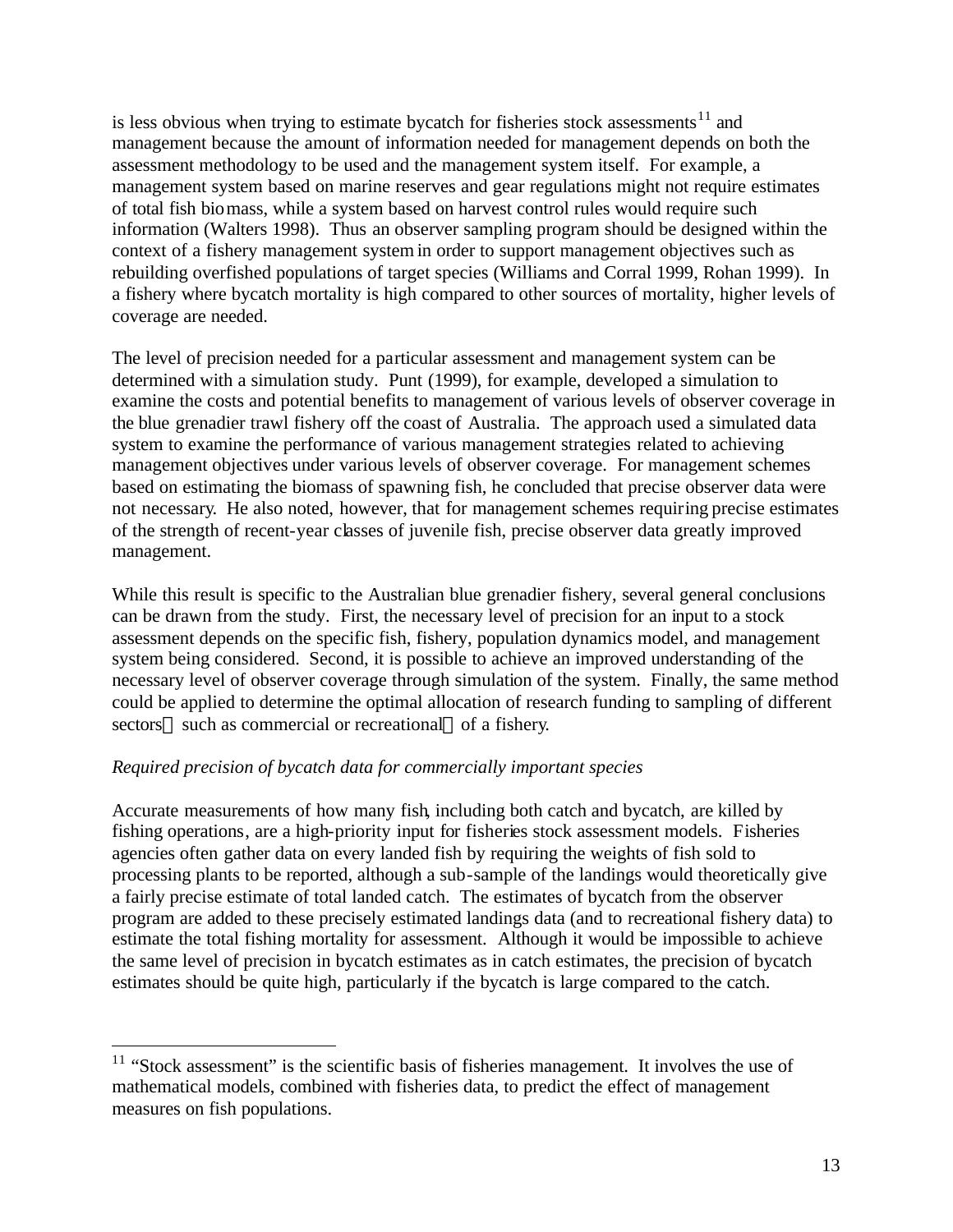is less obvious when trying to estimate bycatch for fisheries stock assessments[11] and management because the amount of information needed for management depends on both the assessment methodology to be used and the management system itself. For example, a management system based on marine reserves and gear regulations might not require estimates of total fish biomass, while a system based on harvest control rules would require such information (Walters 1998). Thus an observer sampling program should be designed within the context of a fishery management system in order to support management objectives such as rebuilding overfished populations of target species (Williams and Corral 1999, Rohan 1999). In a fishery where bycatch mortality is high compared to other sources of mortality, higher levels of coverage are needed.

The level of precision needed for a particular assessment and management system can be determined with a simulation study. Punt (1999), for example, developed a simulation to examine the costs and potential benefits to management of various levels of observer coverage in the blue grenadier trawl fishery off the coast of Australia. The approach used a simulated data system to examine the performance of various management strategies related to achieving management objectives under various levels of observer coverage. For management schemes based on estimating the biomass of spawning fish, he concluded that precise observer data were not necessary. He also noted, however, that for management schemes requiring precise estimates of the strength of recent-year classes of juvenile fish, precise observer data greatly improved management.

While this result is specific to the Australian blue grenadier fishery, several general conclusions can be drawn from the study. First, the necessary level of precision for an input to a stock assessment depends on the specific fish, fishery, population dynamics model, and management system being considered. Second, it is possible to achieve an improved understanding of the necessary level of observer coverage through simulation of the system. Finally, the same method could be applied to determine the optimal allocation of research funding to sampling of different sectors — such as commercial or recreational — of a fishery.

*Required precision of bycatch data for commercially important species*

Accurate measurements of how many fish, including both catch and bycatch, are killed by fishing operations, are a high-priority input for fisheries stock assessment models. Fisheries agencies often gather data on every landed fish by requiring the weights of fish sold to processing plants to be reported, although a sub-sample of the landings would theoretically give a fairly precise estimate of total landed catch. The estimates of bycatch from the observer program are added to these precisely estimated landings data (and to recreational fishery data) to estimate the total fishing mortality for assessment. Although it would be impossible to achieve the same level of precision in bycatch estimates as in catch estimates, the precision of bycatch estimates should be quite high, particularly if the bycatch is large compared to the catch.

---

[11] "Stock assessment" is the scientific basis of fisheries management. It involves the use of mathematical models, combined with fisheries data, to predict the effect of management measures on fish populations.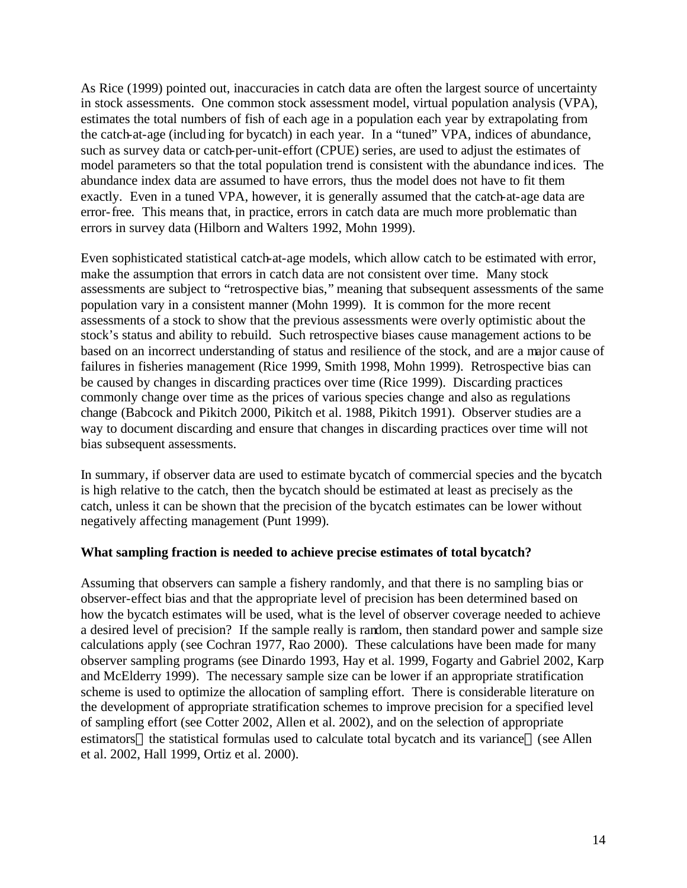As Rice (1999) pointed out, inaccuracies in catch data are often the largest source of uncertainty in stock assessments. One common stock assessment model, virtual population analysis (VPA), estimates the total numbers of fish of each age in a population each year by extrapolating from the catch-at-age (including for bycatch) in each year. In a "tuned" VPA, indices of abundance, such as survey data or catch-per-unit-effort (CPUE) series, are used to adjust the estimates of model parameters so that the total population trend is consistent with the abundance indices. The abundance index data are assumed to have errors, thus the model does not have to fit them exactly. Even in a tuned VPA, however, it is generally assumed that the catch-at-age data are error-free. This means that, in practice, errors in catch data are much more problematic than errors in survey data (Hilborn and Walters 1992, Mohn 1999).

Even sophisticated statistical catch-at-age models, which allow catch to be estimated with error, make the assumption that errors in catch data are not consistent over time. Many stock assessments are subject to "retrospective bias," meaning that subsequent assessments of the same population vary in a consistent manner (Mohn 1999). It is common for the more recent assessments of a stock to show that the previous assessments were overly optimistic about the stock's status and ability to rebuild. Such retrospective biases cause management actions to be based on an incorrect understanding of status and resilience of the stock, and are a major cause of failures in fisheries management (Rice 1999, Smith 1998, Mohn 1999). Retrospective bias can be caused by changes in discarding practices over time (Rice 1999). Discarding practices commonly change over time as the prices of various species change and also as regulations change (Babcock and Pikitch 2000, Pikitch et al. 1988, Pikitch 1991). Observer studies are a way to document discarding and ensure that changes in discarding practices over time will not bias subsequent assessments.

In summary, if observer data are used to estimate bycatch of commercial species and the bycatch is high relative to the catch, then the bycatch should be estimated at least as precisely as the catch, unless it can be shown that the precision of the bycatch estimates can be lower without negatively affecting management (Punt 1999).

**What sampling fraction is needed to achieve precise estimates of total bycatch?**

Assuming that observers can sample a fishery randomly, and that there is no sampling bias or observer-effect bias and that the appropriate level of precision has been determined based on how the bycatch estimates will be used, what is the level of observer coverage needed to achieve a desired level of precision? If the sample really is random, then standard power and sample size calculations apply (see Cochran 1977, Rao 2000). These calculations have been made for many observer sampling programs (see Dinardo 1993, Hay et al. 1999, Fogarty and Gabriel 2002, Karp and McElderry 1999). The necessary sample size can be lower if an appropriate stratification scheme is used to optimize the allocation of sampling effort. There is considerable literature on the development of appropriate stratification schemes to improve precision for a specified level of sampling effort (see Cotter 2002, Allen et al. 2002), and on the selection of appropriate estimators—the statistical formulas used to calculate total bycatch and its variance—(see Allen et al. 2002, Hall 1999, Ortiz et al. 2000).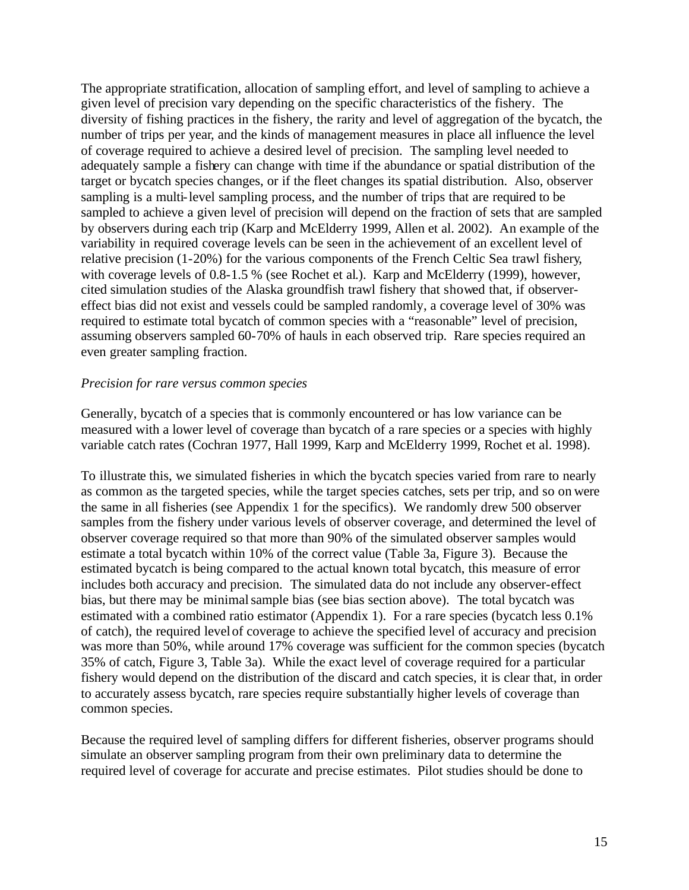The appropriate stratification, allocation of sampling effort, and level of sampling to achieve a given level of precision vary depending on the specific characteristics of the fishery. The diversity of fishing practices in the fishery, the rarity and level of aggregation of the bycatch, the number of trips per year, and the kinds of management measures in place all influence the level of coverage required to achieve a desired level of precision. The sampling level needed to adequately sample a fishery can change with time if the abundance or spatial distribution of the target or bycatch species changes, or if the fleet changes its spatial distribution. Also, observer sampling is a multi-level sampling process, and the number of trips that are required to be sampled to achieve a given level of precision will depend on the fraction of sets that are sampled by observers during each trip (Karp and McElderry 1999, Allen et al. 2002). An example of the variability in required coverage levels can be seen in the achievement of an excellent level of relative precision (1-20%) for the various components of the French Celtic Sea trawl fishery, with coverage levels of 0.8-1.5 % (see Rochet et al.). Karp and McElderry (1999), however, cited simulation studies of the Alaska groundfish trawl fishery that showed that, if observer-effect bias did not exist and vessels could be sampled randomly, a coverage level of 30% was required to estimate total bycatch of common species with a "reasonable" level of precision, assuming observers sampled 60-70% of hauls in each observed trip. Rare species required an even greater sampling fraction.

*Precision for rare versus common species*

Generally, bycatch of a species that is commonly encountered or has low variance can be measured with a lower level of coverage than bycatch of a rare species or a species with highly variable catch rates (Cochran 1977, Hall 1999, Karp and McElderry 1999, Rochet et al. 1998).

To illustrate this, we simulated fisheries in which the bycatch species varied from rare to nearly as common as the targeted species, while the target species catches, sets per trip, and so on were the same in all fisheries (see Appendix 1 for the specifics). We randomly drew 500 observer samples from the fishery under various levels of observer coverage, and determined the level of observer coverage required so that more than 90% of the simulated observer samples would estimate a total bycatch within 10% of the correct value (Table 3a, Figure 3). Because the estimated bycatch is being compared to the actual known total bycatch, this measure of error includes both accuracy and precision. The simulated data do not include any observer-effect bias, but there may be minimal sample bias (see bias section above). The total bycatch was estimated with a combined ratio estimator (Appendix 1). For a rare species (bycatch less 0.1% of catch), the required level of coverage to achieve the specified level of accuracy and precision was more than 50%, while around 17% coverage was sufficient for the common species (bycatch 35% of catch, Figure 3, Table 3a). While the exact level of coverage required for a particular fishery would depend on the distribution of the discard and catch species, it is clear that, in order to accurately assess bycatch, rare species require substantially higher levels of coverage than common species.

Because the required level of sampling differs for different fisheries, observer programs should simulate an observer sampling program from their own preliminary data to determine the required level of coverage for accurate and precise estimates. Pilot studies should be done to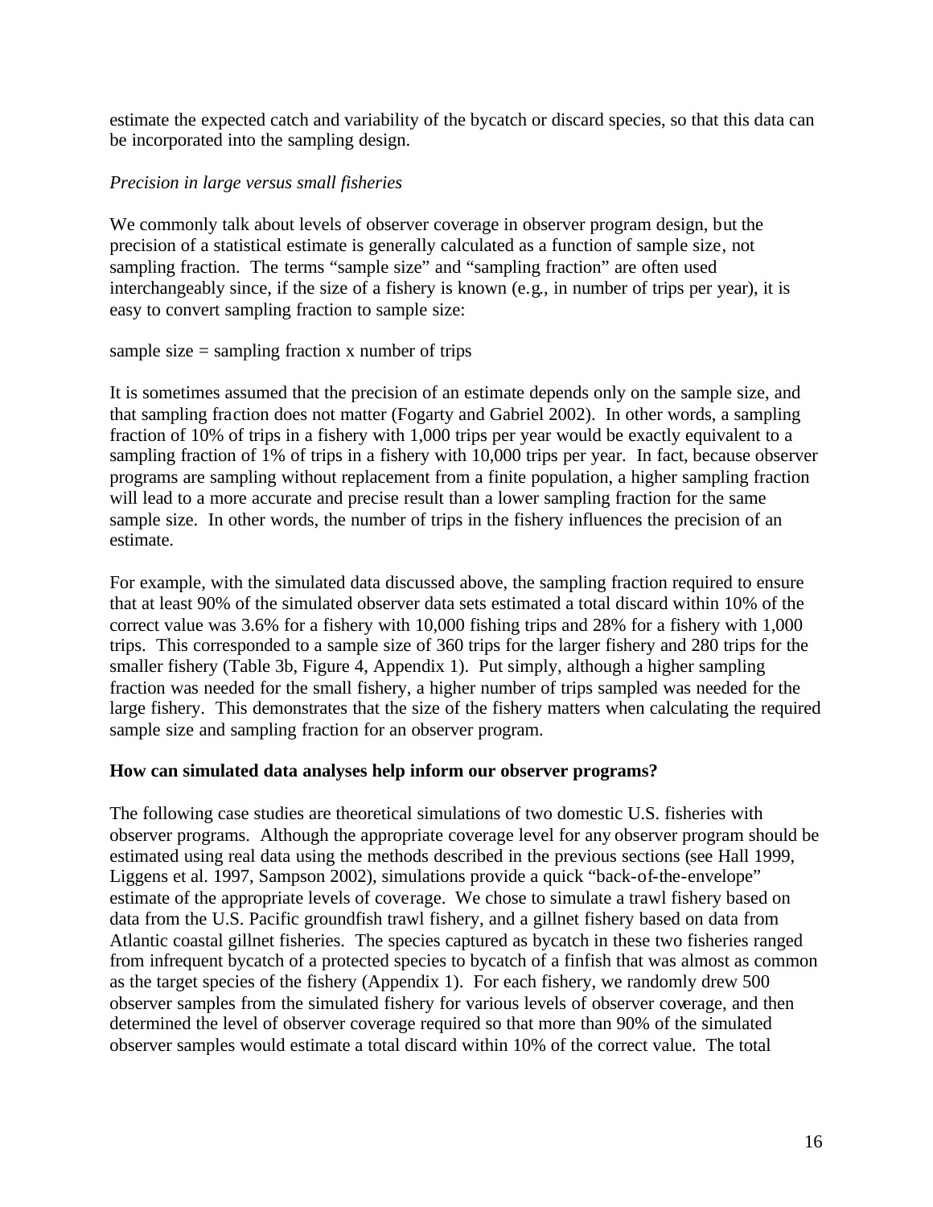estimate the expected catch and variability of the bycatch or discard species, so that this data can be incorporated into the sampling design.

*Precision in large versus small fisheries*

We commonly talk about levels of observer coverage in observer program design, but the precision of a statistical estimate is generally calculated as a function of sample size, not sampling fraction. The terms "sample size" and "sampling fraction" are often used interchangeably since, if the size of a fishery is known (e.g., in number of trips per year), it is easy to convert sampling fraction to sample size:

sample size = sampling fraction x number of trips

It is sometimes assumed that the precision of an estimate depends only on the sample size, and that sampling fraction does not matter (Fogarty and Gabriel 2002). In other words, a sampling fraction of 10% of trips in a fishery with 1,000 trips per year would be exactly equivalent to a sampling fraction of 1% of trips in a fishery with 10,000 trips per year. In fact, because observer programs are sampling without replacement from a finite population, a higher sampling fraction will lead to a more accurate and precise result than a lower sampling fraction for the same sample size. In other words, the number of trips in the fishery influences the precision of an estimate.

For example, with the simulated data discussed above, the sampling fraction required to ensure that at least 90% of the simulated observer data sets estimated a total discard within 10% of the correct value was 3.6% for a fishery with 10,000 fishing trips and 28% for a fishery with 1,000 trips. This corresponded to a sample size of 360 trips for the larger fishery and 280 trips for the smaller fishery (Table 3b, Figure 4, Appendix 1). Put simply, although a higher sampling fraction was needed for the small fishery, a higher number of trips sampled was needed for the large fishery. This demonstrates that the size of the fishery matters when calculating the required sample size and sampling fraction for an observer program.

**How can simulated data analyses help inform our observer programs?**

The following case studies are theoretical simulations of two domestic U.S. fisheries with observer programs. Although the appropriate coverage level for any observer program should be estimated using real data using the methods described in the previous sections (see Hall 1999, Liggens et al. 1997, Sampson 2002), simulations provide a quick "back-of-the-envelope" estimate of the appropriate levels of coverage. We chose to simulate a trawl fishery based on data from the U.S. Pacific groundfish trawl fishery, and a gillnet fishery based on data from Atlantic coastal gillnet fisheries. The species captured as bycatch in these two fisheries ranged from infrequent bycatch of a protected species to bycatch of a finfish that was almost as common as the target species of the fishery (Appendix 1). For each fishery, we randomly drew 500 observer samples from the simulated fishery for various levels of observer coverage, and then determined the level of observer coverage required so that more than 90% of the simulated observer samples would estimate a total discard within 10% of the correct value. The total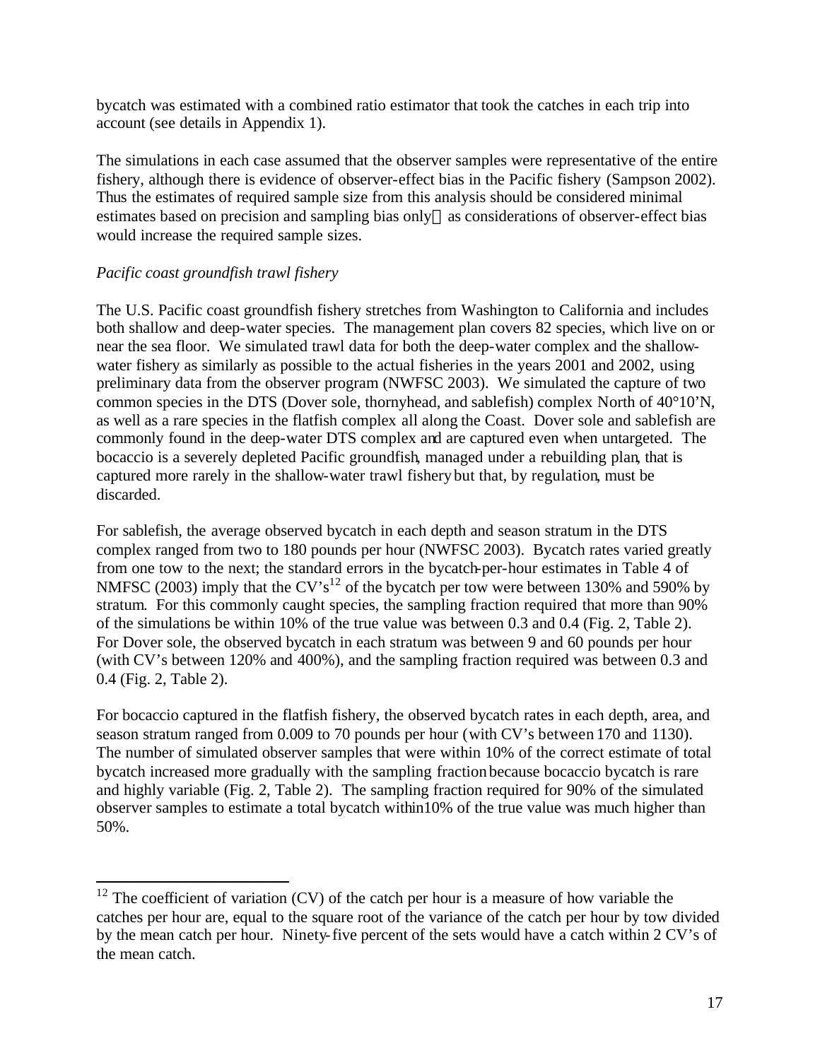bycatch was estimated with a combined ratio estimator that took the catches in each trip into account (see details in Appendix 1).

The simulations in each case assumed that the observer samples were representative of the entire fishery, although there is evidence of observer-effect bias in the Pacific fishery (Sampson 2002). Thus the estimates of required sample size from this analysis should be considered minimal estimates based on precision and sampling bias only as considerations of observer-effect bias would increase the required sample sizes.

*Pacific coast groundfish trawl fishery*

The U.S. Pacific coast groundfish fishery stretches from Washington to California and includes both shallow and deep-water species. The management plan covers 82 species, which live on or near the sea floor. We simulated trawl data for both the deep-water complex and the shallow-water fishery as similarly as possible to the actual fisheries in the years 2001 and 2002, using preliminary data from the observer program (NWFSC 2003). We simulated the capture of two common species in the DTS (Dover sole, thornyhead, and sablefish) complex North of 40°10'N, as well as a rare species in the flatfish complex all along the Coast. Dover sole and sablefish are commonly found in the deep-water DTS complex and are captured even when untargeted. The bocaccio is a severely depleted Pacific groundfish, managed under a rebuilding plan, that is captured more rarely in the shallow-water trawl fishery but that, by regulation, must be discarded.

For sablefish, the average observed bycatch in each depth and season stratum in the DTS complex ranged from two to 180 pounds per hour (NWFSC 2003). Bycatch rates varied greatly from one tow to the next; the standard errors in the bycatch-per-hour estimates in Table 4 of NMFSC (2003) imply that the CV's[12] of the bycatch per tow were between 130% and 590% by stratum. For this commonly caught species, the sampling fraction required that more than 90% of the simulations be within 10% of the true value was between 0.3 and 0.4 (Fig. 2, Table 2). For Dover sole, the observed bycatch in each stratum was between 9 and 60 pounds per hour (with CV's between 120% and 400%), and the sampling fraction required was between 0.3 and 0.4 (Fig. 2, Table 2).

For bocaccio captured in the flatfish fishery, the observed bycatch rates in each depth, area, and season stratum ranged from 0.009 to 70 pounds per hour (with CV's between 170 and 1130). The number of simulated observer samples that were within 10% of the correct estimate of total bycatch increased more gradually with the sampling fraction because bocaccio bycatch is rare and highly variable (Fig. 2, Table 2). The sampling fraction required for 90% of the simulated observer samples to estimate a total bycatch within10% of the true value was much higher than 50%.

---

[12] The coefficient of variation (CV) of the catch per hour is a measure of how variable the catches per hour are, equal to the square root of the variance of the catch per hour by tow divided by the mean catch per hour. Ninety-five percent of the sets would have a catch within 2 CV's of the mean catch.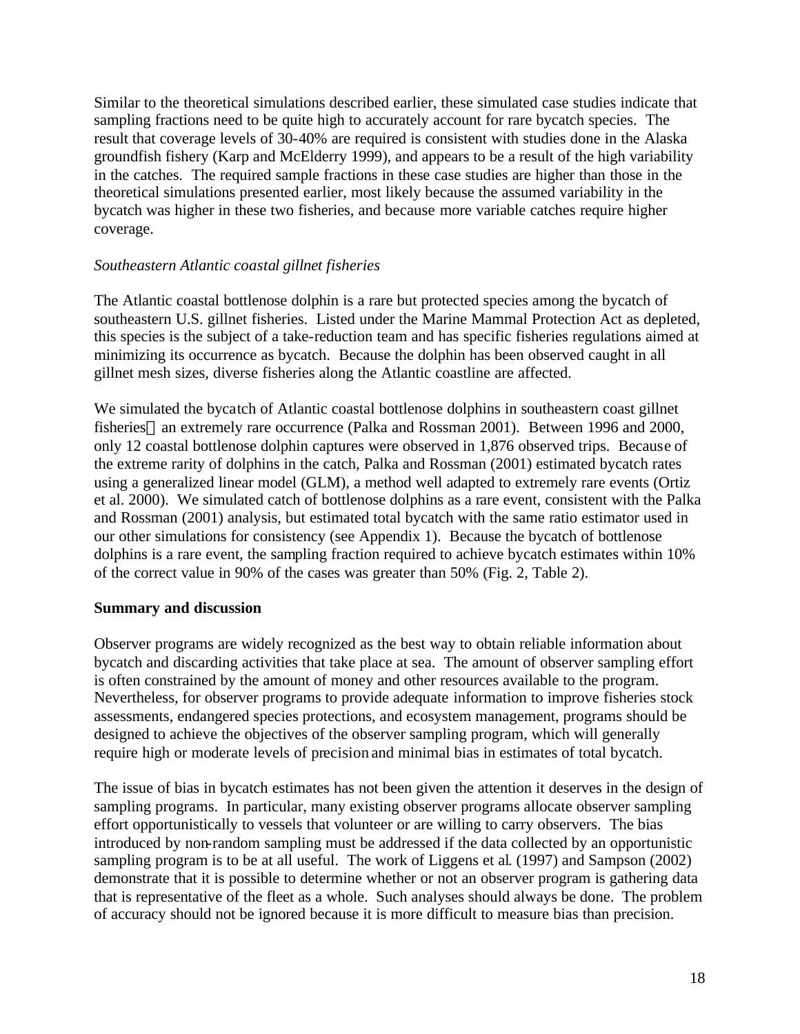Similar to the theoretical simulations described earlier, these simulated case studies indicate that sampling fractions need to be quite high to accurately account for rare bycatch species. The result that coverage levels of 30-40% are required is consistent with studies done in the Alaska groundfish fishery (Karp and McElderry 1999), and appears to be a result of the high variability in the catches. The required sample fractions in these case studies are higher than those in the theoretical simulations presented earlier, most likely because the assumed variability in the bycatch was higher in these two fisheries, and because more variable catches require higher coverage.

*Southeastern Atlantic coastal gillnet fisheries*

The Atlantic coastal bottlenose dolphin is a rare but protected species among the bycatch of southeastern U.S. gillnet fisheries. Listed under the Marine Mammal Protection Act as depleted, this species is the subject of a take-reduction team and has specific fisheries regulations aimed at minimizing its occurrence as bycatch. Because the dolphin has been observed caught in all gillnet mesh sizes, diverse fisheries along the Atlantic coastline are affected.

We simulated the bycatch of Atlantic coastal bottlenose dolphins in southeastern coast gillnet fisheries—an extremely rare occurrence (Palka and Rossman 2001). Between 1996 and 2000, only 12 coastal bottlenose dolphin captures were observed in 1,876 observed trips. Because of the extreme rarity of dolphins in the catch, Palka and Rossman (2001) estimated bycatch rates using a generalized linear model (GLM), a method well adapted to extremely rare events (Ortiz et al. 2000). We simulated catch of bottlenose dolphins as a rare event, consistent with the Palka and Rossman (2001) analysis, but estimated total bycatch with the same ratio estimator used in our other simulations for consistency (see Appendix 1). Because the bycatch of bottlenose dolphins is a rare event, the sampling fraction required to achieve bycatch estimates within 10% of the correct value in 90% of the cases was greater than 50% (Fig. 2, Table 2).

**Summary and discussion**

Observer programs are widely recognized as the best way to obtain reliable information about bycatch and discarding activities that take place at sea. The amount of observer sampling effort is often constrained by the amount of money and other resources available to the program. Nevertheless, for observer programs to provide adequate information to improve fisheries stock assessments, endangered species protections, and ecosystem management, programs should be designed to achieve the objectives of the observer sampling program, which will generally require high or moderate levels of precision and minimal bias in estimates of total bycatch.

The issue of bias in bycatch estimates has not been given the attention it deserves in the design of sampling programs. In particular, many existing observer programs allocate observer sampling effort opportunistically to vessels that volunteer or are willing to carry observers. The bias introduced by non-random sampling must be addressed if the data collected by an opportunistic sampling program is to be at all useful. The work of Liggens et al. (1997) and Sampson (2002) demonstrate that it is possible to determine whether or not an observer program is gathering data that is representative of the fleet as a whole. Such analyses should always be done. The problem of accuracy should not be ignored because it is more difficult to measure bias than precision.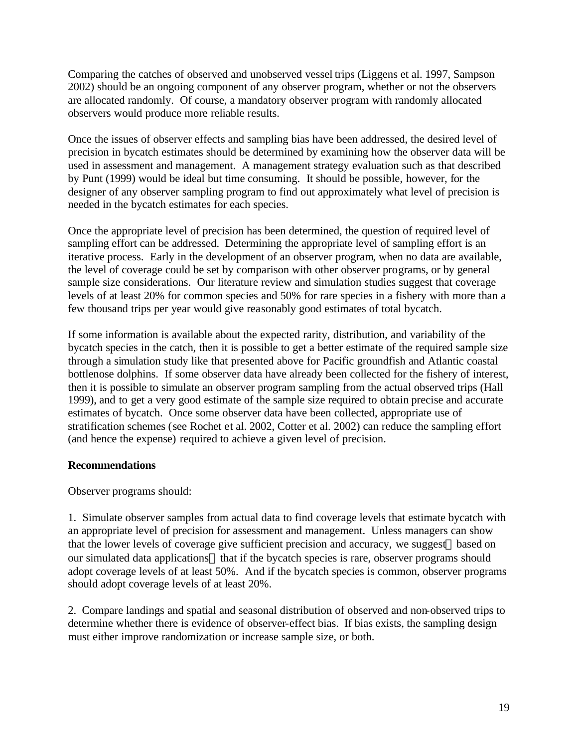Comparing the catches of observed and unobserved vessel trips (Liggens et al. 1997, Sampson 2002) should be an ongoing component of any observer program, whether or not the observers are allocated randomly. Of course, a mandatory observer program with randomly allocated observers would produce more reliable results.

Once the issues of observer effects and sampling bias have been addressed, the desired level of precision in bycatch estimates should be determined by examining how the observer data will be used in assessment and management. A management strategy evaluation such as that described by Punt (1999) would be ideal but time consuming. It should be possible, however, for the designer of any observer sampling program to find out approximately what level of precision is needed in the bycatch estimates for each species.

Once the appropriate level of precision has been determined, the question of required level of sampling effort can be addressed. Determining the appropriate level of sampling effort is an iterative process. Early in the development of an observer program, when no data are available, the level of coverage could be set by comparison with other observer programs, or by general sample size considerations. Our literature review and simulation studies suggest that coverage levels of at least 20% for common species and 50% for rare species in a fishery with more than a few thousand trips per year would give reasonably good estimates of total bycatch.

If some information is available about the expected rarity, distribution, and variability of the bycatch species in the catch, then it is possible to get a better estimate of the required sample size through a simulation study like that presented above for Pacific groundfish and Atlantic coastal bottlenose dolphins. If some observer data have already been collected for the fishery of interest, then it is possible to simulate an observer program sampling from the actual observed trips (Hall 1999), and to get a very good estimate of the sample size required to obtain precise and accurate estimates of bycatch. Once some observer data have been collected, appropriate use of stratification schemes (see Rochet et al. 2002, Cotter et al. 2002) can reduce the sampling effort (and hence the expense) required to achieve a given level of precision.

**Recommendations**

Observer programs should:

1. Simulate observer samples from actual data to find coverage levels that estimate bycatch with an appropriate level of precision for assessment and management. Unless managers can show that the lower levels of coverage give sufficient precision and accuracy, we suggest—based on our simulated data applications—that if the bycatch species is rare, observer programs should adopt coverage levels of at least 50%. And if the bycatch species is common, observer programs should adopt coverage levels of at least 20%.

2. Compare landings and spatial and seasonal distribution of observed and non-observed trips to determine whether there is evidence of observer-effect bias. If bias exists, the sampling design must either improve randomization or increase sample size, or both.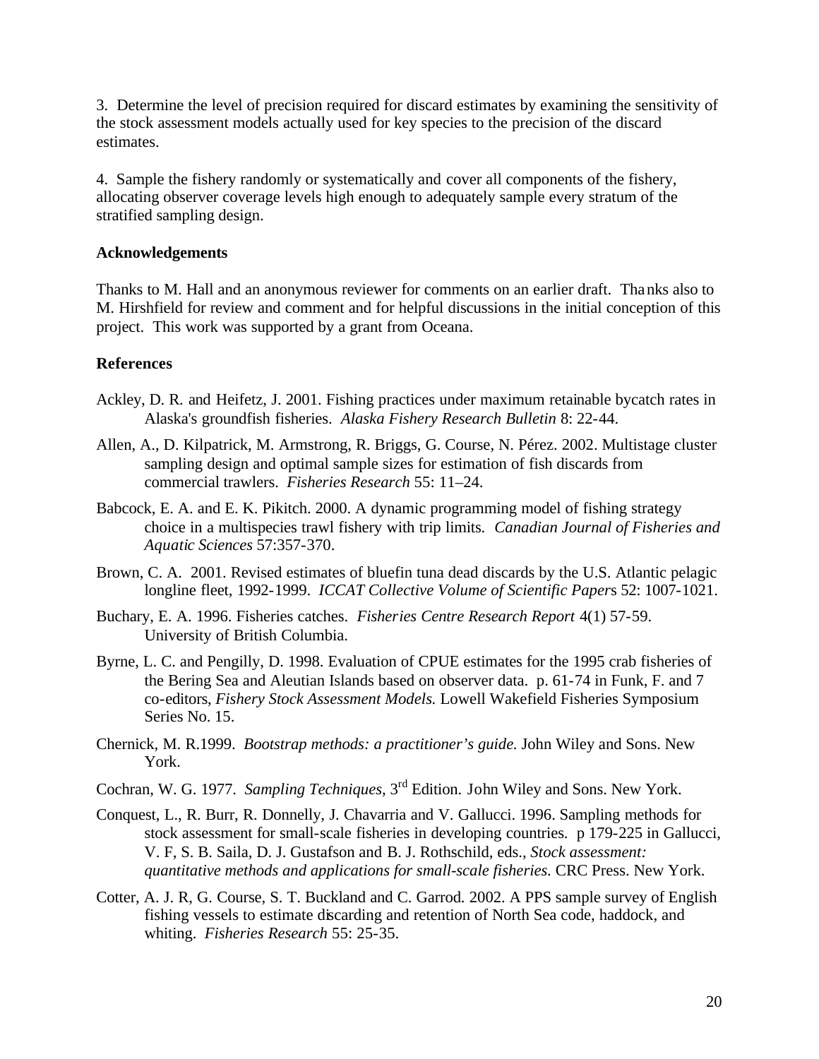3. Determine the level of precision required for discard estimates by examining the sensitivity of the stock assessment models actually used for key species to the precision of the discard estimates.

4. Sample the fishery randomly or systematically and cover all components of the fishery, allocating observer coverage levels high enough to adequately sample every stratum of the stratified sampling design.

**Acknowledgements**

Thanks to M. Hall and an anonymous reviewer for comments on an earlier draft. Thanks also to M. Hirshfield for review and comment and for helpful discussions in the initial conception of this project. This work was supported by a grant from Oceana.

**References**

Ackley, D. R. and Heifetz, J. 2001. Fishing practices under maximum retainable bycatch rates in Alaska's groundfish fisheries. *Alaska Fishery Research Bulletin* 8: 22-44.

Allen, A., D. Kilpatrick, M. Armstrong, R. Briggs, G. Course, N. Pérez. 2002. Multistage cluster sampling design and optimal sample sizes for estimation of fish discards from commercial trawlers. *Fisheries Research* 55: 11–24.

Babcock, E. A. and E. K. Pikitch. 2000. A dynamic programming model of fishing strategy choice in a multispecies trawl fishery with trip limits. *Canadian Journal of Fisheries and Aquatic Sciences* 57:357-370.

Brown, C. A. 2001. Revised estimates of bluefin tuna dead discards by the U.S. Atlantic pelagic longline fleet, 1992-1999. *ICCAT Collective Volume of Scientific Papers* 52: 1007-1021.

Buchary, E. A. 1996. Fisheries catches. *Fisheries Centre Research Report* 4(1) 57-59. University of British Columbia.

Byrne, L. C. and Pengilly, D. 1998. Evaluation of CPUE estimates for the 1995 crab fisheries of the Bering Sea and Aleutian Islands based on observer data. p. 61-74 in Funk, F. and 7 co-editors, *Fishery Stock Assessment Models.* Lowell Wakefield Fisheries Symposium Series No. 15.

Chernick, M. R.1999. *Bootstrap methods: a practitioner's guide.* John Wiley and Sons. New York.

Cochran, W. G. 1977. *Sampling Techniques*, 3rd Edition. John Wiley and Sons. New York.

Conquest, L., R. Burr, R. Donnelly, J. Chavarria and V. Gallucci. 1996. Sampling methods for stock assessment for small-scale fisheries in developing countries. p 179-225 in Gallucci, V. F, S. B. Saila, D. J. Gustafson and B. J. Rothschild, eds., *Stock assessment: quantitative methods and applications for small-scale fisheries.* CRC Press. New York.

Cotter, A. J. R, G. Course, S. T. Buckland and C. Garrod. 2002. A PPS sample survey of English fishing vessels to estimate discarding and retention of North Sea code, haddock, and whiting. *Fisheries Research* 55: 25-35.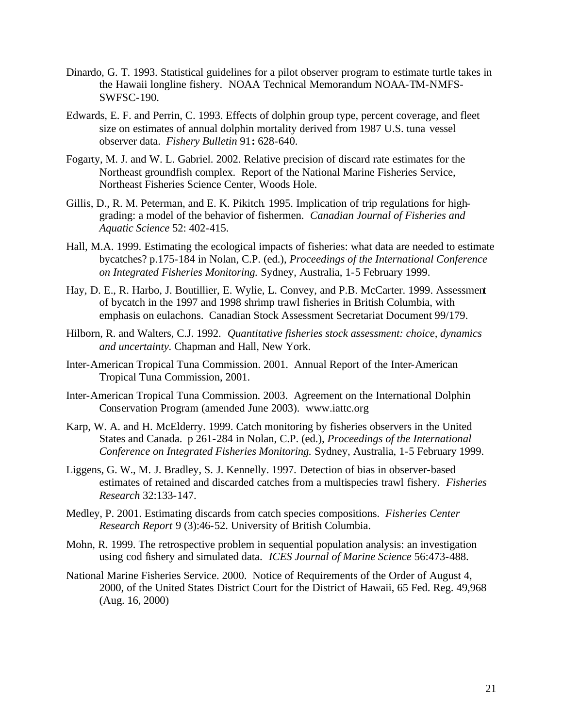Dinardo, G. T. 1993. Statistical guidelines for a pilot observer program to estimate turtle takes in the Hawaii longline fishery. NOAA Technical Memorandum NOAA-TM-NMFS-SWFSC-190.

Edwards, E. F. and Perrin, C. 1993. Effects of dolphin group type, percent coverage, and fleet size on estimates of annual dolphin mortality derived from 1987 U.S. tuna vessel observer data. *Fishery Bulletin* 91**:** 628-640.

Fogarty, M. J. and W. L. Gabriel. 2002. Relative precision of discard rate estimates for the Northeast groundfish complex. Report of the National Marine Fisheries Service, Northeast Fisheries Science Center, Woods Hole.

Gillis, D., R. M. Peterman, and E. K. Pikitch. 1995. Implication of trip regulations for high-grading: a model of the behavior of fishermen. *Canadian Journal of Fisheries and Aquatic Science* 52: 402-415.

Hall, M.A. 1999. Estimating the ecological impacts of fisheries: what data are needed to estimate bycatches? p.175-184 in Nolan, C.P. (ed.), *Proceedings of the International Conference on Integrated Fisheries Monitoring.* Sydney, Australia, 1-5 February 1999.

Hay, D. E., R. Harbo, J. Boutillier, E. Wylie, L. Convey, and P.B. McCarter. 1999. Assessment of bycatch in the 1997 and 1998 shrimp trawl fisheries in British Columbia, with emphasis on eulachons. Canadian Stock Assessment Secretariat Document 99/179.

Hilborn, R. and Walters, C.J. 1992. *Quantitative fisheries stock assessment: choice, dynamics and uncertainty.* Chapman and Hall, New York.

Inter-American Tropical Tuna Commission. 2001. Annual Report of the Inter-American Tropical Tuna Commission, 2001.

Inter-American Tropical Tuna Commission. 2003. Agreement on the International Dolphin Conservation Program (amended June 2003). www.iattc.org

Karp, W. A. and H. McElderry. 1999. Catch monitoring by fisheries observers in the United States and Canada. p 261-284 in Nolan, C.P. (ed.), *Proceedings of the International Conference on Integrated Fisheries Monitoring.* Sydney, Australia, 1-5 February 1999.

Liggens, G. W., M. J. Bradley, S. J. Kennelly. 1997. Detection of bias in observer-based estimates of retained and discarded catches from a multispecies trawl fishery. *Fisheries Research* 32:133-147.

Medley, P. 2001. Estimating discards from catch species compositions. *Fisheries Center Research Report* 9 (3):46-52. University of British Columbia.

Mohn, R. 1999. The retrospective problem in sequential population analysis: an investigation using cod fishery and simulated data. *ICES Journal of Marine Science* 56:473-488.

National Marine Fisheries Service. 2000. Notice of Requirements of the Order of August 4, 2000, of the United States District Court for the District of Hawaii, 65 Fed. Reg. 49,968 (Aug. 16, 2000)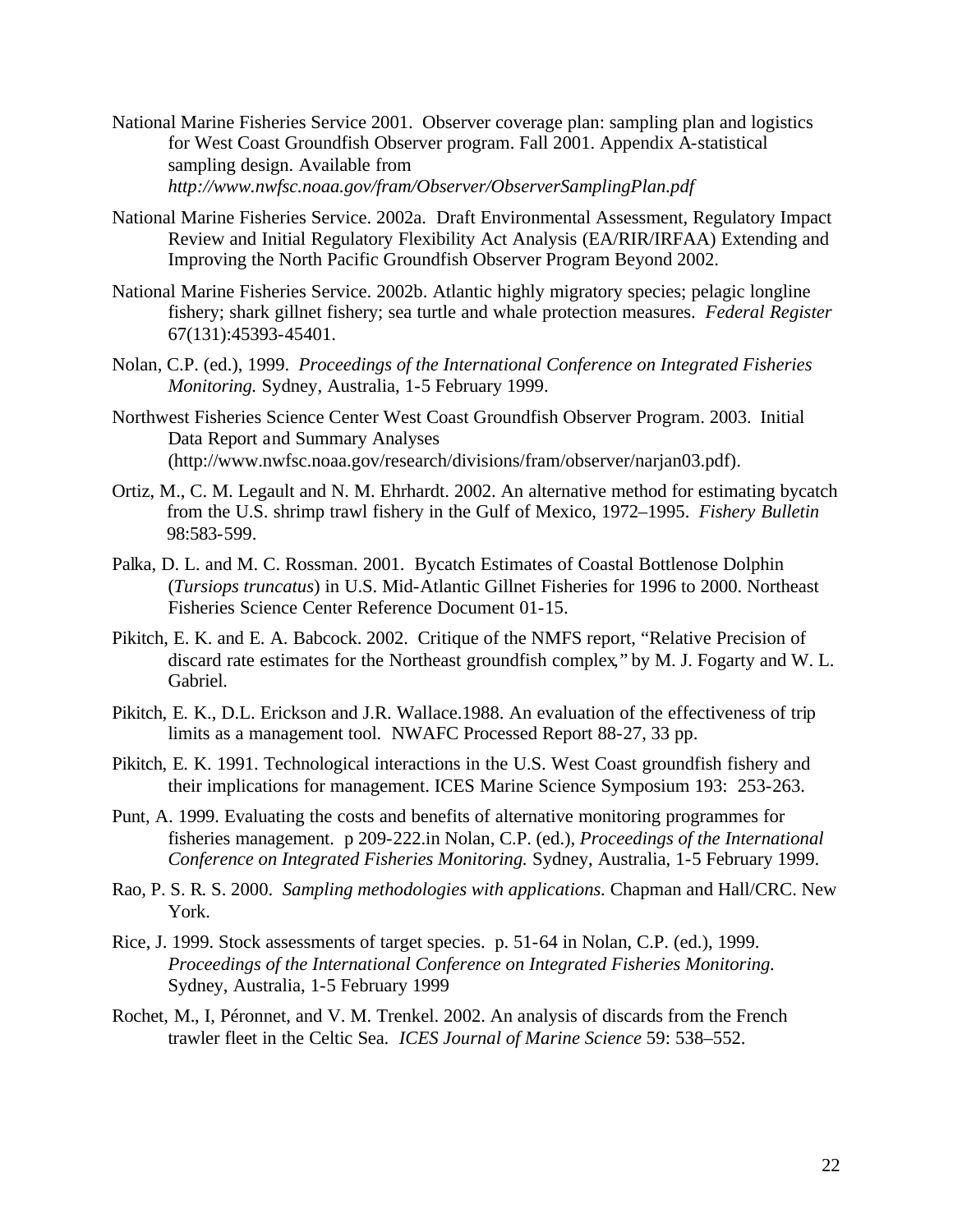National Marine Fisheries Service 2001. Observer coverage plan: sampling plan and logistics for West Coast Groundfish Observer program. Fall 2001. Appendix A-statistical sampling design. Available from *http://www.nwfsc.noaa.gov/fram/Observer/ObserverSamplingPlan.pdf*

National Marine Fisheries Service. 2002a. Draft Environmental Assessment, Regulatory Impact Review and Initial Regulatory Flexibility Act Analysis (EA/RIR/IRFAA) Extending and Improving the North Pacific Groundfish Observer Program Beyond 2002.

National Marine Fisheries Service. 2002b. Atlantic highly migratory species; pelagic longline fishery; shark gillnet fishery; sea turtle and whale protection measures. *Federal Register* 67(131):45393-45401.

Nolan, C.P. (ed.), 1999. *Proceedings of the International Conference on Integrated Fisheries Monitoring.* Sydney, Australia, 1-5 February 1999.

Northwest Fisheries Science Center West Coast Groundfish Observer Program. 2003. Initial Data Report and Summary Analyses (http://www.nwfsc.noaa.gov/research/divisions/fram/observer/narjan03.pdf).

Ortiz, M., C. M. Legault and N. M. Ehrhardt. 2002. An alternative method for estimating bycatch from the U.S. shrimp trawl fishery in the Gulf of Mexico, 1972–1995. *Fishery Bulletin* 98:583-599.

Palka, D. L. and M. C. Rossman. 2001. Bycatch Estimates of Coastal Bottlenose Dolphin (*Tursiops truncatus*) in U.S. Mid-Atlantic Gillnet Fisheries for 1996 to 2000. Northeast Fisheries Science Center Reference Document 01-15.

Pikitch, E. K. and E. A. Babcock. 2002. Critique of the NMFS report, "Relative Precision of discard rate estimates for the Northeast groundfish complex," by M. J. Fogarty and W. L. Gabriel.

Pikitch, E. K., D.L. Erickson and J.R. Wallace.1988. An evaluation of the effectiveness of trip limits as a management tool. NWAFC Processed Report 88-27, 33 pp.

Pikitch, E. K. 1991. Technological interactions in the U.S. West Coast groundfish fishery and their implications for management. ICES Marine Science Symposium 193: 253-263.

Punt, A. 1999. Evaluating the costs and benefits of alternative monitoring programmes for fisheries management. p 209-222.in Nolan, C.P. (ed.), *Proceedings of the International Conference on Integrated Fisheries Monitoring.* Sydney, Australia, 1-5 February 1999.

Rao, P. S. R. S. 2000. *Sampling methodologies with applications.* Chapman and Hall/CRC. New York.

Rice, J. 1999. Stock assessments of target species. p. 51-64 in Nolan, C.P. (ed.), 1999. *Proceedings of the International Conference on Integrated Fisheries Monitoring.* Sydney, Australia, 1-5 February 1999

Rochet, M., I, Péronnet, and V. M. Trenkel. 2002. An analysis of discards from the French trawler fleet in the Celtic Sea. *ICES Journal of Marine Science* 59: 538–552.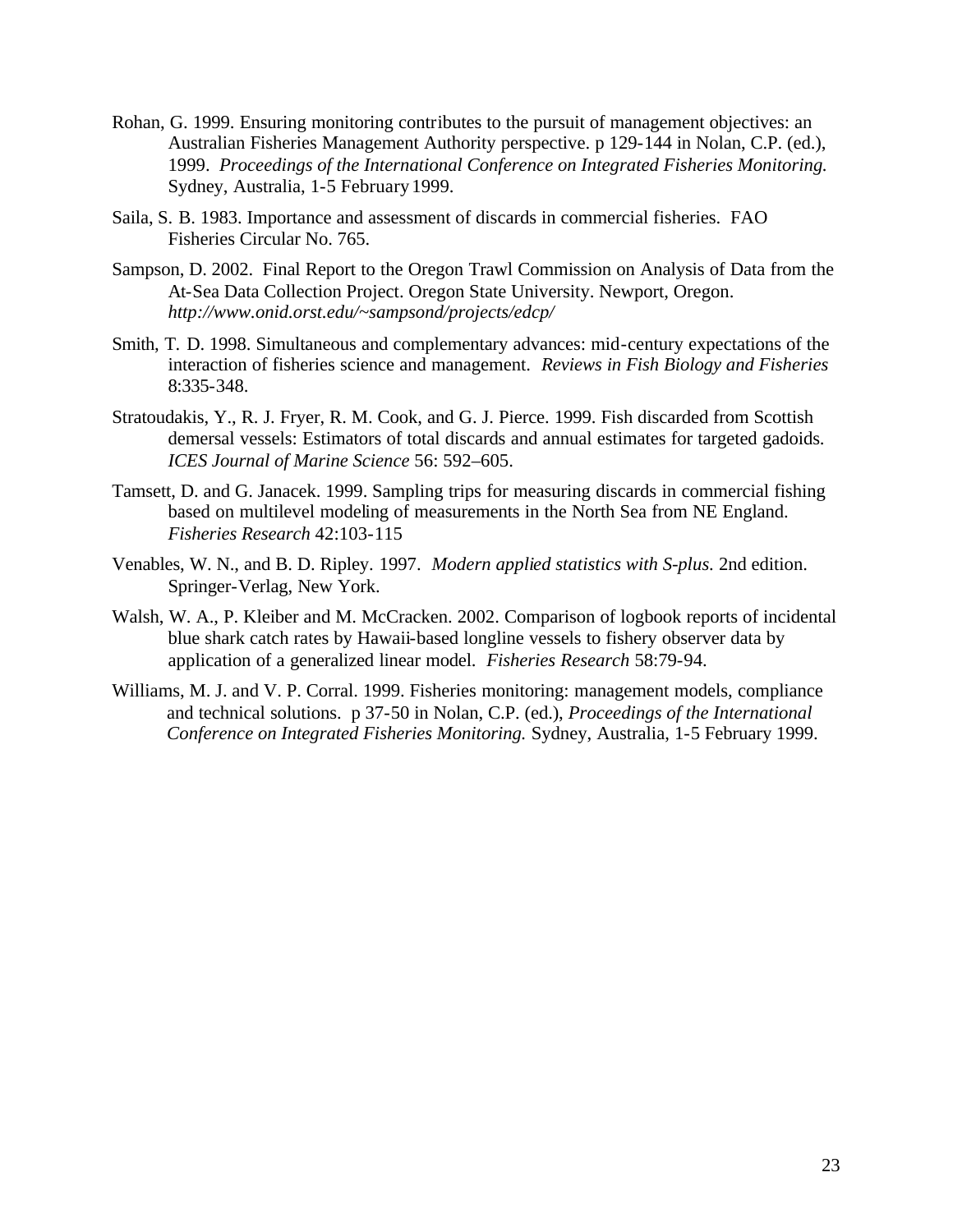Rohan, G. 1999. Ensuring monitoring contributes to the pursuit of management objectives: an Australian Fisheries Management Authority perspective. p 129-144 in Nolan, C.P. (ed.), 1999. *Proceedings of the International Conference on Integrated Fisheries Monitoring.* Sydney, Australia, 1-5 February 1999.

Saila, S. B. 1983. Importance and assessment of discards in commercial fisheries. FAO Fisheries Circular No. 765.

Sampson, D. 2002. Final Report to the Oregon Trawl Commission on Analysis of Data from the At-Sea Data Collection Project. Oregon State University. Newport, Oregon. *http://www.onid.orst.edu/~sampsond/projects/edcp/*

Smith, T. D. 1998. Simultaneous and complementary advances: mid-century expectations of the interaction of fisheries science and management. *Reviews in Fish Biology and Fisheries* 8:335-348.

Stratoudakis, Y., R. J. Fryer, R. M. Cook, and G. J. Pierce. 1999. Fish discarded from Scottish demersal vessels: Estimators of total discards and annual estimates for targeted gadoids. *ICES Journal of Marine Science* 56: 592–605.

Tamsett, D. and G. Janacek. 1999. Sampling trips for measuring discards in commercial fishing based on multilevel modeling of measurements in the North Sea from NE England. *Fisheries Research* 42:103-115

Venables, W. N., and B. D. Ripley. 1997. *Modern applied statistics with S-plus.* 2nd edition. Springer-Verlag, New York.

Walsh, W. A., P. Kleiber and M. McCracken. 2002. Comparison of logbook reports of incidental blue shark catch rates by Hawaii-based longline vessels to fishery observer data by application of a generalized linear model. *Fisheries Research* 58:79-94.

Williams, M. J. and V. P. Corral. 1999. Fisheries monitoring: management models, compliance and technical solutions. p 37-50 in Nolan, C.P. (ed.), *Proceedings of the International Conference on Integrated Fisheries Monitoring.* Sydney, Australia, 1-5 February 1999.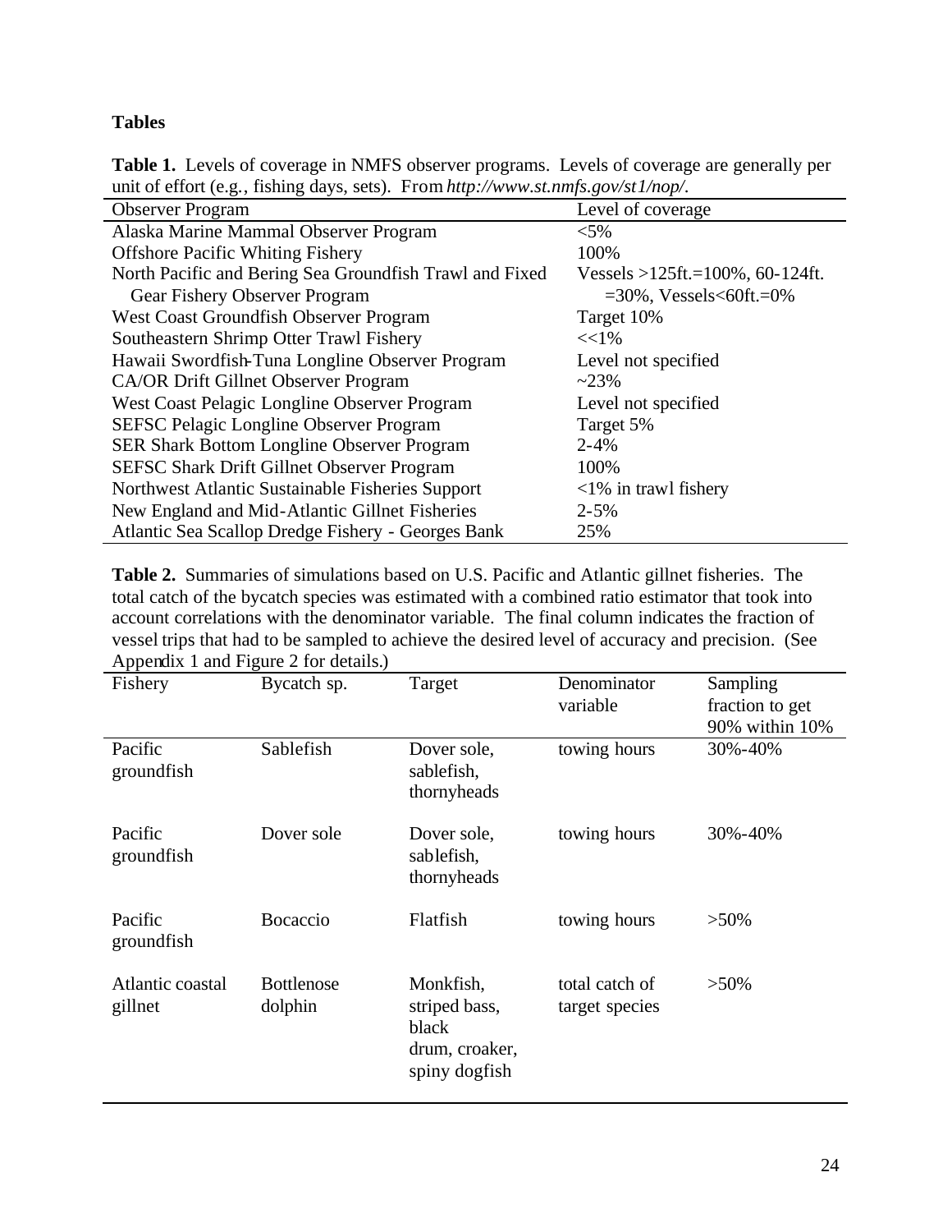**Tables**

**Table 1.** Levels of coverage in NMFS observer programs. Levels of coverage are generally per unit of effort (e.g., fishing days, sets). From *http://www.st.nmfs.gov/st1/nop/*.

| Observer Program | Level of coverage |
|---|---|
| Alaska Marine Mammal Observer Program | <5% |
| Offshore Pacific Whiting Fishery | 100% |
| North Pacific and Bering Sea Groundfish Trawl and Fixed Gear Fishery Observer Program | Vessels >125ft.=100%, 60-124ft. =30%, Vessels<60ft.=0% |
| West Coast Groundfish Observer Program | Target 10% |
| Southeastern Shrimp Otter Trawl Fishery | <<1% |
| Hawaii Swordfish-Tuna Longline Observer Program | Level not specified |
| CA/OR Drift Gillnet Observer Program | ~23% |
| West Coast Pelagic Longline Observer Program | Level not specified |
| SEFSC Pelagic Longline Observer Program | Target 5% |
| SER Shark Bottom Longline Observer Program | 2-4% |
| SEFSC Shark Drift Gillnet Observer Program | 100% |
| Northwest Atlantic Sustainable Fisheries Support | <1% in trawl fishery |
| New England and Mid-Atlantic Gillnet Fisheries | 2-5% |
| Atlantic Sea Scallop Dredge Fishery - Georges Bank | 25% |

**Table 2.** Summaries of simulations based on U.S. Pacific and Atlantic gillnet fisheries. The total catch of the bycatch species was estimated with a combined ratio estimator that took into account correlations with the denominator variable. The final column indicates the fraction of vessel trips that had to be sampled to achieve the desired level of accuracy and precision. (See Appendix 1 and Figure 2 for details.)

| Fishery | Bycatch sp. | Target | Denominator variable | Sampling fraction to get 90% within 10% |
|---|---|---|---|---|
| Pacific groundfish | Sablefish | Dover sole, sablefish, thornyheads | towing hours | 30%-40% |
| Pacific groundfish | Dover sole | Dover sole, sablefish, thornyheads | towing hours | 30%-40% |
| Pacific groundfish | Bocaccio | Flatfish | towing hours | >50% |
| Atlantic coastal gillnet | Bottlenose dolphin | Monkfish, striped bass, black drum, croaker, spiny dogfish | total catch of target species | >50% |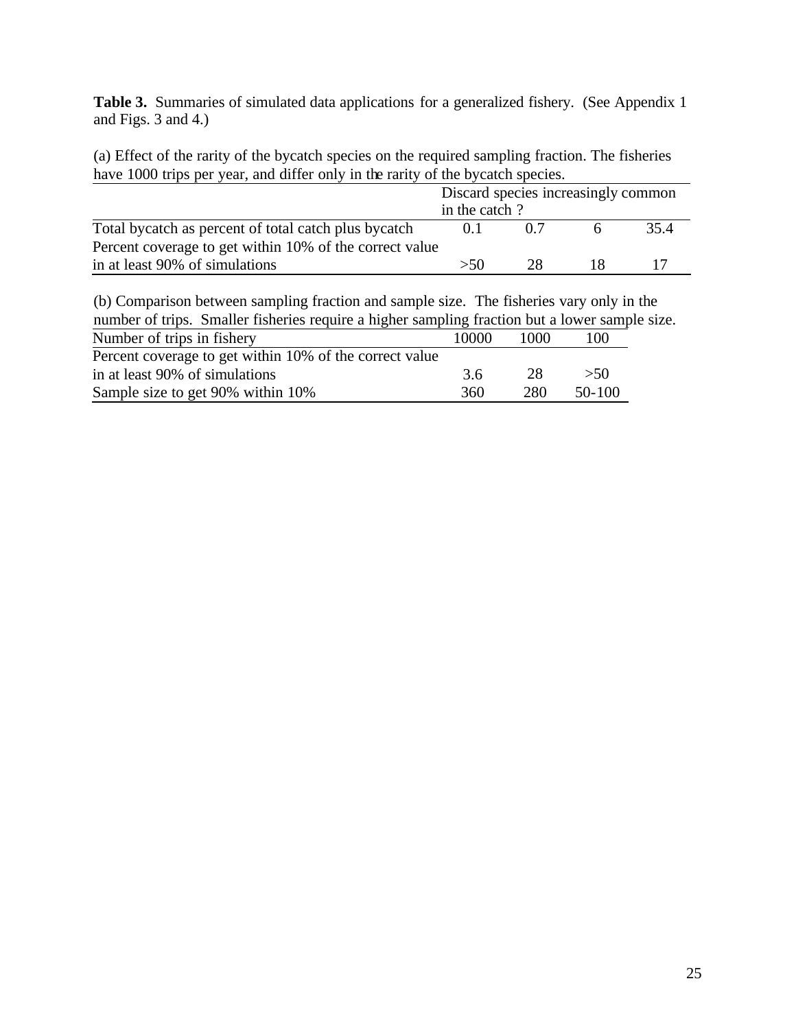**Table 3.** Summaries of simulated data applications for a generalized fishery. (See Appendix 1 and Figs. 3 and 4.)

(a) Effect of the rarity of the bycatch species on the required sampling fraction. The fisheries have 1000 trips per year, and differ only in the rarity of the bycatch species.

| | Discard species increasingly common in the catch ? | | | |
|---|---|---|---|---|
| Total bycatch as percent of total catch plus bycatch | 0.1 | 0.7 | 6 | 35.4 |
| Percent coverage to get within 10% of the correct value in at least 90% of simulations | >50 | 28 | 18 | 17 |

(b) Comparison between sampling fraction and sample size. The fisheries vary only in the number of trips. Smaller fisheries require a higher sampling fraction but a lower sample size.

| Number of trips in fishery | 10000 | 1000 | 100 |
|---|---|---|---|
| Percent coverage to get within 10% of the correct value in at least 90% of simulations | 3.6 | 28 | >50 |
| Sample size to get 90% within 10% | 360 | 280 | 50-100 |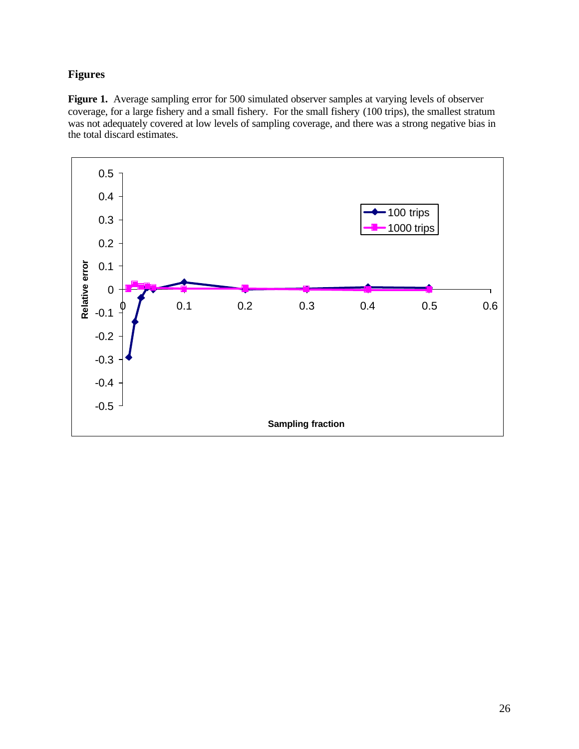## Figures

**Figure 1.** Average sampling error for 500 simulated observer samples at varying levels of observer coverage, for a large fishery and a small fishery. For the small fishery (100 trips), the smallest stratum was not adequately covered at low levels of sampling coverage, and there was a strong negative bias in the total discard estimates.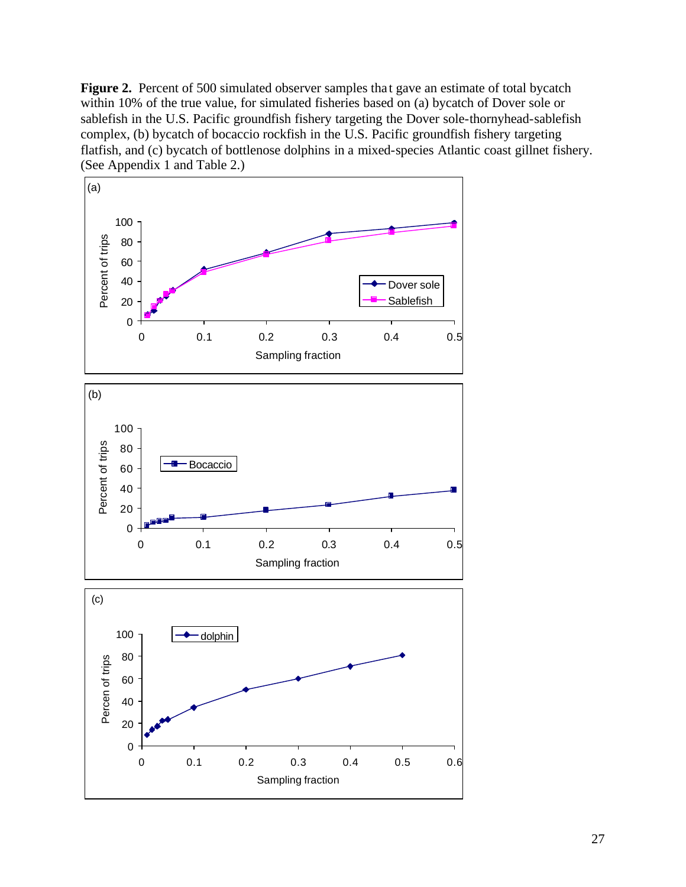**Figure 2.** Percent of 500 simulated observer samples that gave an estimate of total bycatch within 10% of the true value, for simulated fisheries based on (a) bycatch of Dover sole or sablefish in the U.S. Pacific groundfish fishery targeting the Dover sole-thornyhead-sablefish complex, (b) bycatch of bocaccio rockfish in the U.S. Pacific groundfish fishery targeting flatfish, and (c) bycatch of bottlenose dolphins in a mixed-species Atlantic coast gillnet fishery. (See Appendix 1 and Table 2.)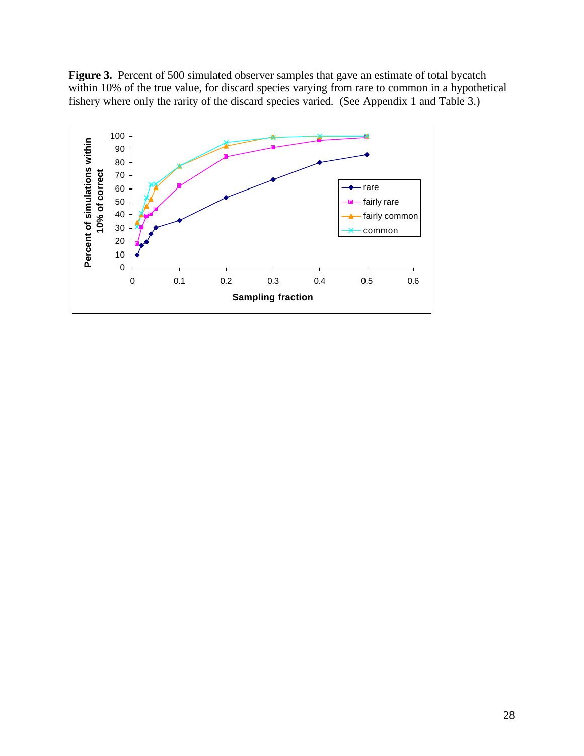**Figure 3.** Percent of 500 simulated observer samples that gave an estimate of total bycatch within 10% of the true value, for discard species varying from rare to common in a hypothetical fishery where only the rarity of the discard species varied. (See Appendix 1 and Table 3.)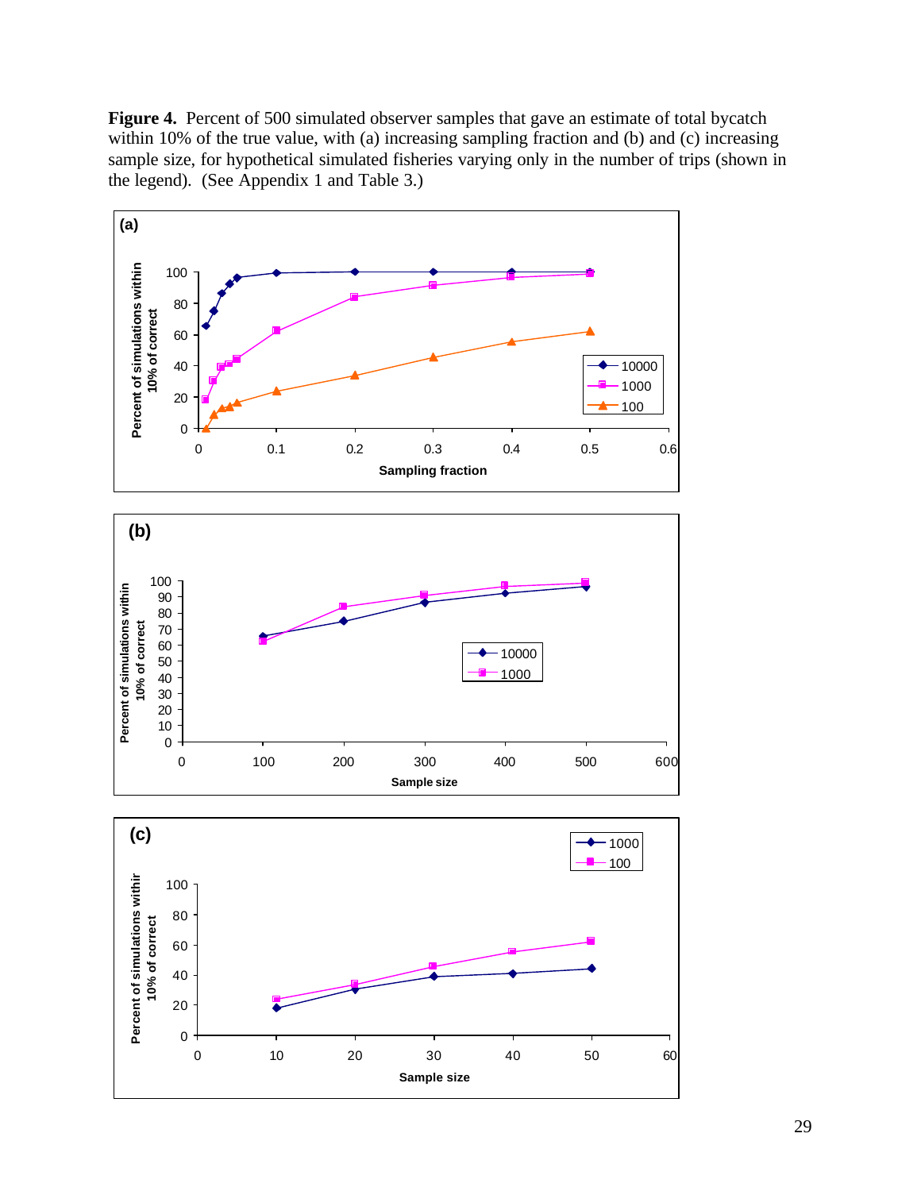**Figure 4.** Percent of 500 simulated observer samples that gave an estimate of total bycatch within 10% of the true value, with (a) increasing sampling fraction and (b) and (c) increasing sample size, for hypothetical simulated fisheries varying only in the number of trips (shown in the legend). (See Appendix 1 and Table 3.)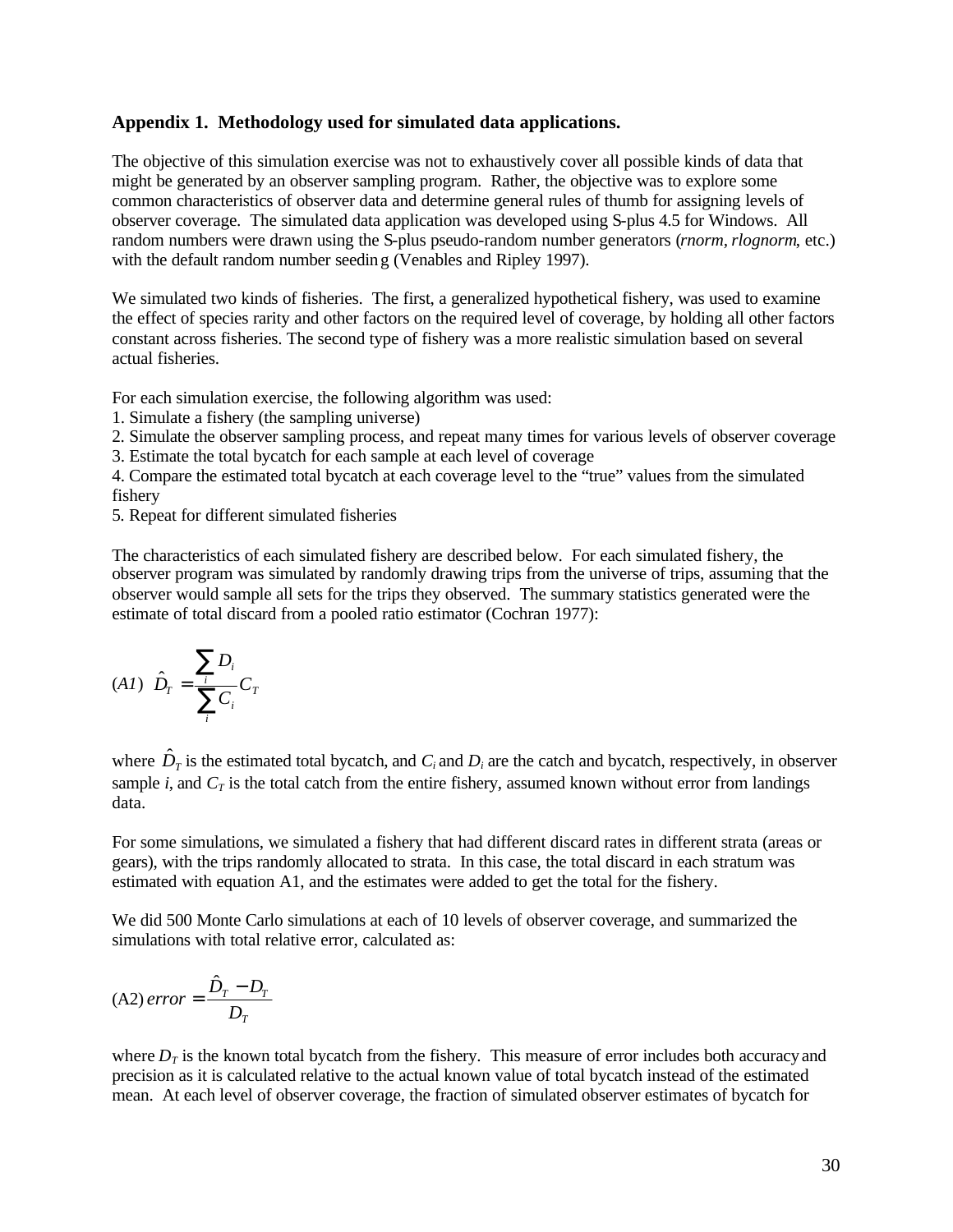**Appendix 1. Methodology used for simulated data applications.**

The objective of this simulation exercise was not to exhaustively cover all possible kinds of data that might be generated by an observer sampling program. Rather, the objective was to explore some common characteristics of observer data and determine general rules of thumb for assigning levels of observer coverage. The simulated data application was developed using S-plus 4.5 for Windows. All random numbers were drawn using the S-plus pseudo-random number generators (*rnorm*, *rlognorm*, etc.) with the default random number seeding (Venables and Ripley 1997).

We simulated two kinds of fisheries. The first, a generalized hypothetical fishery, was used to examine the effect of species rarity and other factors on the required level of coverage, by holding all other factors constant across fisheries. The second type of fishery was a more realistic simulation based on several actual fisheries.

For each simulation exercise, the following algorithm was used:

1. Simulate a fishery (the sampling universe)
2. Simulate the observer sampling process, and repeat many times for various levels of observer coverage
3. Estimate the total bycatch for each sample at each level of coverage
4. Compare the estimated total bycatch at each coverage level to the "true" values from the simulated fishery
5. Repeat for different simulated fisheries

The characteristics of each simulated fishery are described below. For each simulated fishery, the observer program was simulated by randomly drawing trips from the universe of trips, assuming that the observer would sample all sets for the trips they observed. The summary statistics generated were the estimate of total discard from a pooled ratio estimator (Cochran 1977):

$$(A1)\quad \hat{D}_T = \frac{\sum_i D_i}{\sum_i C_i} C_T$$

where $\hat{D}_T$ is the estimated total bycatch, and $C_i$ and $D_i$ are the catch and bycatch, respectively, in observer sample *i*, and $C_T$ is the total catch from the entire fishery, assumed known without error from landings data.

For some simulations, we simulated a fishery that had different discard rates in different strata (areas or gears), with the trips randomly allocated to strata. In this case, the total discard in each stratum was estimated with equation A1, and the estimates were added to get the total for the fishery.

We did 500 Monte Carlo simulations at each of 10 levels of observer coverage, and summarized the simulations with total relative error, calculated as:

$$(A2)\quad error = \frac{\hat{D}_T - D_T}{D_T}$$

where $D_T$ is the known total bycatch from the fishery. This measure of error includes both accuracy and precision as it is calculated relative to the actual known value of total bycatch instead of the estimated mean. At each level of observer coverage, the fraction of simulated observer estimates of bycatch for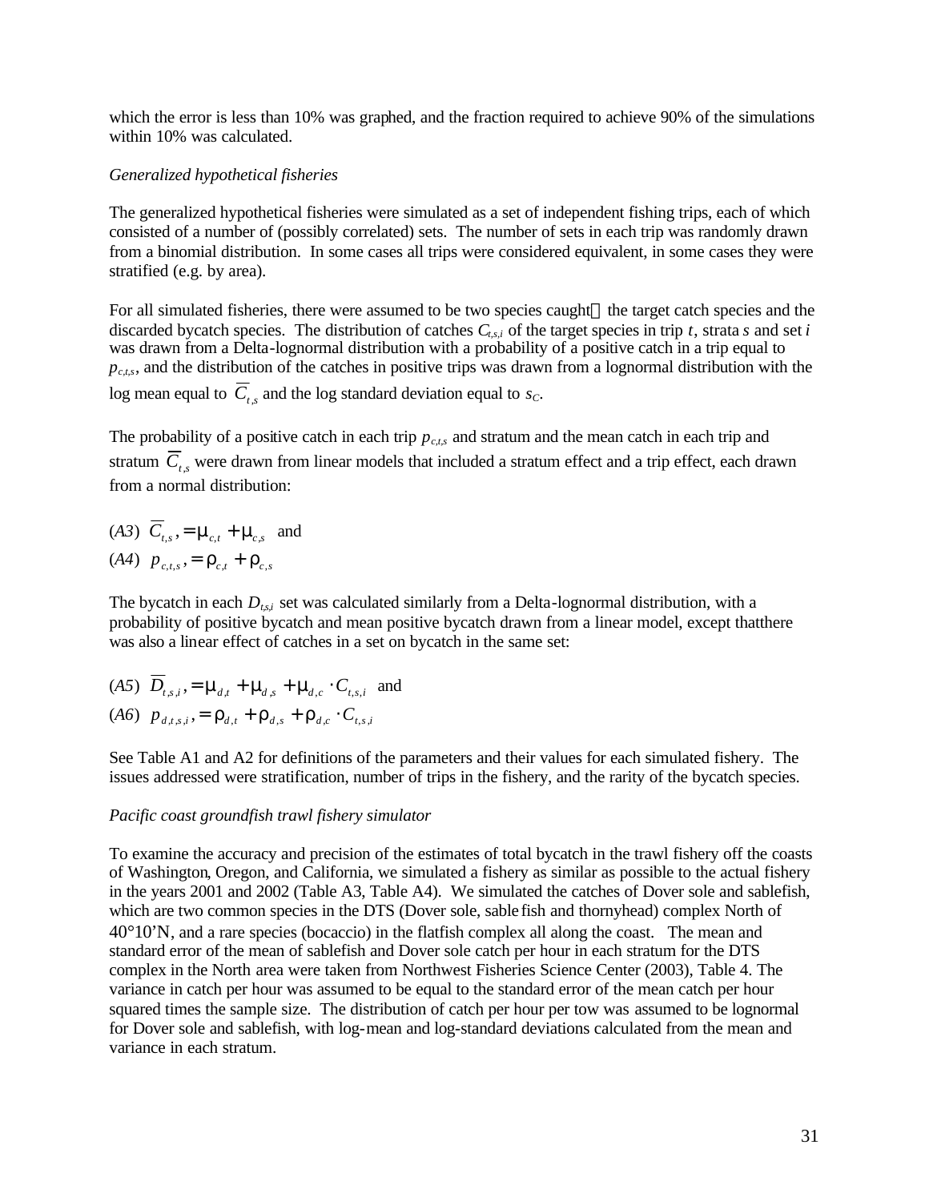which the error is less than 10% was graphed, and the fraction required to achieve 90% of the simulations within 10% was calculated.

*Generalized hypothetical fisheries*

The generalized hypothetical fisheries were simulated as a set of independent fishing trips, each of which consisted of a number of (possibly correlated) sets. The number of sets in each trip was randomly drawn from a binomial distribution. In some cases all trips were considered equivalent, in some cases they were stratified (e.g. by area).

For all simulated fisheries, there were assumed to be two species caught the target catch species and the discarded bycatch species. The distribution of catches $C_{t,s,i}$ of the target species in trip $t$, strata $s$ and set $i$ was drawn from a Delta-lognormal distribution with a probability of a positive catch in a trip equal to $p_{c,t,s}$, and the distribution of the catches in positive trips was drawn from a lognormal distribution with the log mean equal to $\overline{C}_{t,s}$ and the log standard deviation equal to $s_C$.

The probability of a positive catch in each trip $p_{c,t,s}$ and stratum and the mean catch in each trip and stratum $\overline{C}_{t,s}$ were drawn from linear models that included a stratum effect and a trip effect, each drawn from a normal distribution:

(*A3*) $\overline{C}_{t,s}, = \mu_{c,t} + \mu_{c,s}$ and

(*A4*) $p_{c,t,s}, = \rho_{c,t} + \rho_{c,s}$

The bycatch in each $D_{t,s,i}$ set was calculated similarly from a Delta-lognormal distribution, with a probability of positive bycatch and mean positive bycatch drawn from a linear model, except thatthere was also a linear effect of catches in a set on bycatch in the same set:

(*A5*) $\overline{D}_{t,s,i}, = \mu_{d,t} + \mu_{d,s} + \mu_{d,c} \cdot C_{t,s,i}$ and

(*A6*) $p_{d,t,s,i}, = \rho_{d,t} + \rho_{d,s} + \rho_{d,c} \cdot C_{t,s,i}$

See Table A1 and A2 for definitions of the parameters and their values for each simulated fishery. The issues addressed were stratification, number of trips in the fishery, and the rarity of the bycatch species.

*Pacific coast groundfish trawl fishery simulator*

To examine the accuracy and precision of the estimates of total bycatch in the trawl fishery off the coasts of Washington, Oregon, and California, we simulated a fishery as similar as possible to the actual fishery in the years 2001 and 2002 (Table A3, Table A4). We simulated the catches of Dover sole and sablefish, which are two common species in the DTS (Dover sole, sablefish and thornyhead) complex North of 40°10'N, and a rare species (bocaccio) in the flatfish complex all along the coast. The mean and standard error of the mean of sablefish and Dover sole catch per hour in each stratum for the DTS complex in the North area were taken from Northwest Fisheries Science Center (2003), Table 4. The variance in catch per hour was assumed to be equal to the standard error of the mean catch per hour squared times the sample size. The distribution of catch per hour per tow was assumed to be lognormal for Dover sole and sablefish, with log-mean and log-standard deviations calculated from the mean and variance in each stratum.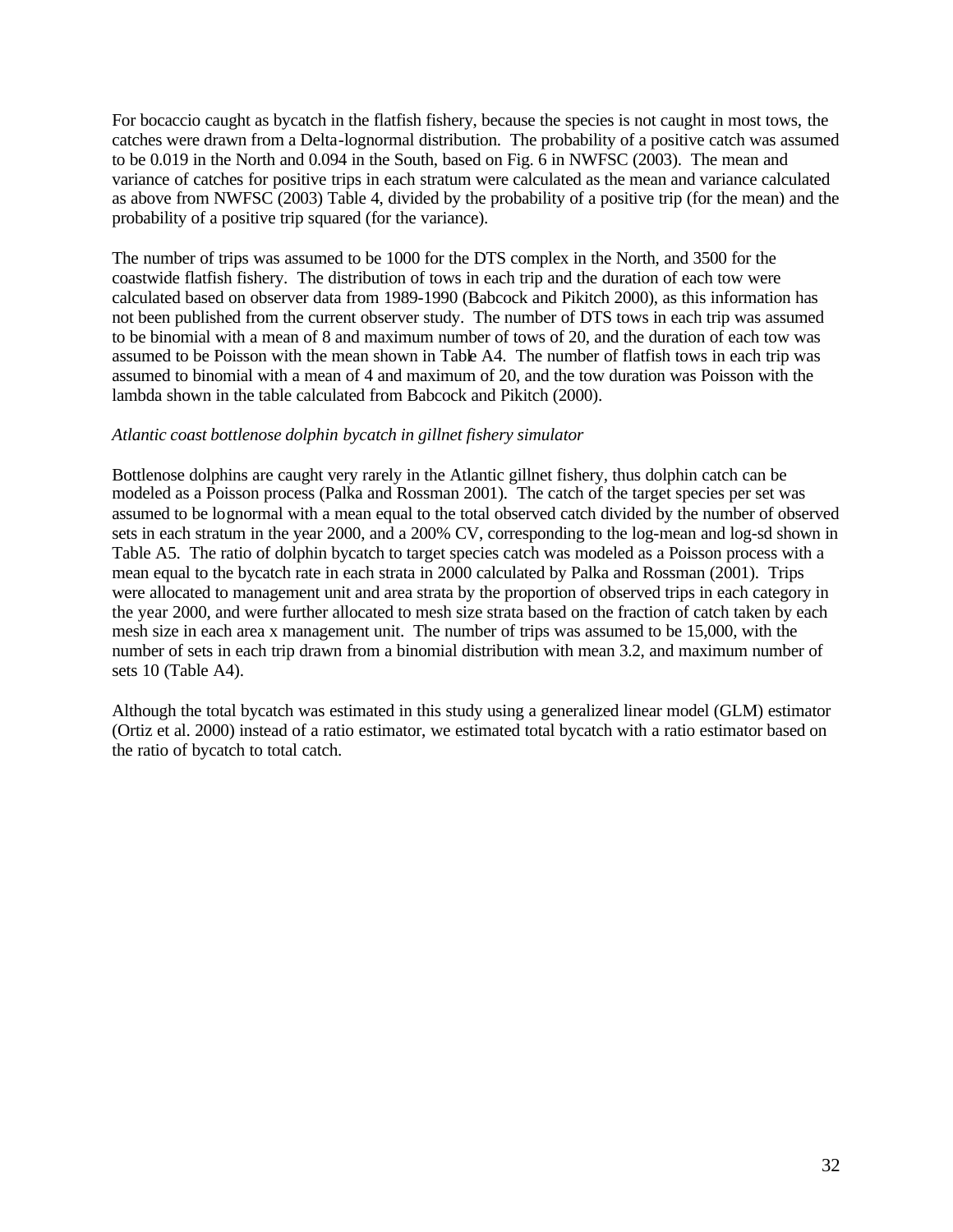For bocaccio caught as bycatch in the flatfish fishery, because the species is not caught in most tows, the catches were drawn from a Delta-lognormal distribution. The probability of a positive catch was assumed to be 0.019 in the North and 0.094 in the South, based on Fig. 6 in NWFSC (2003). The mean and variance of catches for positive trips in each stratum were calculated as the mean and variance calculated as above from NWFSC (2003) Table 4, divided by the probability of a positive trip (for the mean) and the probability of a positive trip squared (for the variance).

The number of trips was assumed to be 1000 for the DTS complex in the North, and 3500 for the coastwide flatfish fishery. The distribution of tows in each trip and the duration of each tow were calculated based on observer data from 1989-1990 (Babcock and Pikitch 2000), as this information has not been published from the current observer study. The number of DTS tows in each trip was assumed to be binomial with a mean of 8 and maximum number of tows of 20, and the duration of each tow was assumed to be Poisson with the mean shown in Table A4. The number of flatfish tows in each trip was assumed to binomial with a mean of 4 and maximum of 20, and the tow duration was Poisson with the lambda shown in the table calculated from Babcock and Pikitch (2000).

*Atlantic coast bottlenose dolphin bycatch in gillnet fishery simulator*

Bottlenose dolphins are caught very rarely in the Atlantic gillnet fishery, thus dolphin catch can be modeled as a Poisson process (Palka and Rossman 2001). The catch of the target species per set was assumed to be lognormal with a mean equal to the total observed catch divided by the number of observed sets in each stratum in the year 2000, and a 200% CV, corresponding to the log-mean and log-sd shown in Table A5. The ratio of dolphin bycatch to target species catch was modeled as a Poisson process with a mean equal to the bycatch rate in each strata in 2000 calculated by Palka and Rossman (2001). Trips were allocated to management unit and area strata by the proportion of observed trips in each category in the year 2000, and were further allocated to mesh size strata based on the fraction of catch taken by each mesh size in each area x management unit. The number of trips was assumed to be 15,000, with the number of sets in each trip drawn from a binomial distribution with mean 3.2, and maximum number of sets 10 (Table A4).

Although the total bycatch was estimated in this study using a generalized linear model (GLM) estimator (Ortiz et al. 2000) instead of a ratio estimator, we estimated total bycatch with a ratio estimator based on the ratio of bycatch to total catch.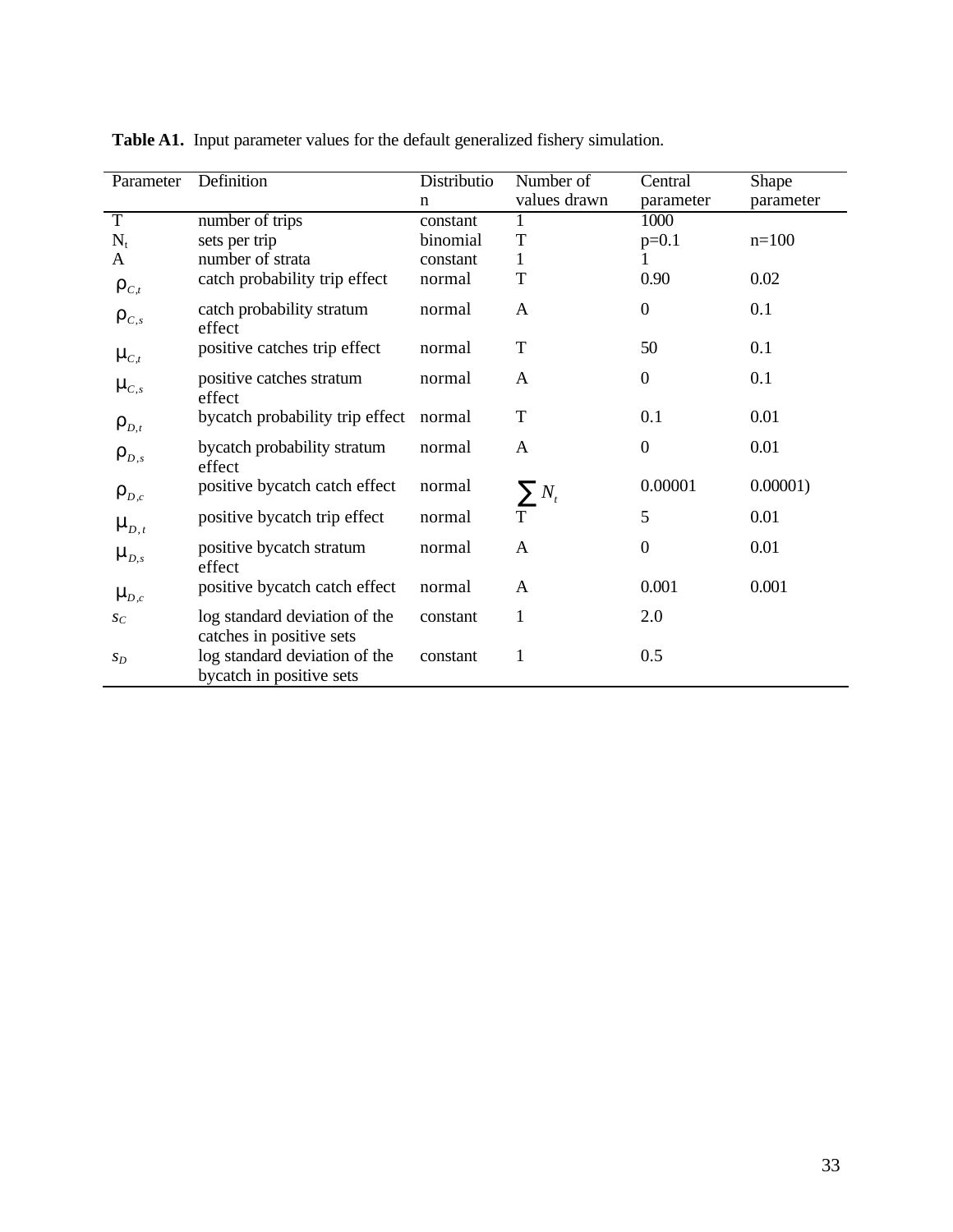**Table A1.** Input parameter values for the default generalized fishery simulation.

| Parameter | Definition | Distribution | Number of values drawn | Central parameter | Shape parameter |
|---|---|---|---|---|---|
| T | number of trips | constant | 1 | 1000 | |
| $N_t$ | sets per trip | binomial | T | p=0.1 | n=100 |
| A | number of strata | constant | 1 | 1 | |
| $\rho_{C,t}$ | catch probability trip effect | normal | T | 0.90 | 0.02 |
| $\rho_{C,s}$ | catch probability stratum effect | normal | A | 0 | 0.1 |
| $\mu_{C,t}$ | positive catches trip effect | normal | T | 50 | 0.1 |
| $\mu_{C,s}$ | positive catches stratum effect | normal | A | 0 | 0.1 |
| $\rho_{D,t}$ | bycatch probability trip effect | normal | T | 0.1 | 0.01 |
| $\rho_{D,s}$ | bycatch probability stratum effect | normal | A | 0 | 0.01 |
| $\rho_{D,c}$ | positive bycatch catch effect | normal | $\sum N_t$ | 0.00001 | 0.00001) |
| $\mu_{D,t}$ | positive bycatch trip effect | normal | T | 5 | 0.01 |
| $\mu_{D,s}$ | positive bycatch stratum effect | normal | A | 0 | 0.01 |
| $\mu_{D,c}$ | positive bycatch catch effect | normal | A | 0.001 | 0.001 |
| $s_C$ | log standard deviation of the catches in positive sets | constant | 1 | 2.0 | |
| $s_D$ | log standard deviation of the bycatch in positive sets | constant | 1 | 0.5 | |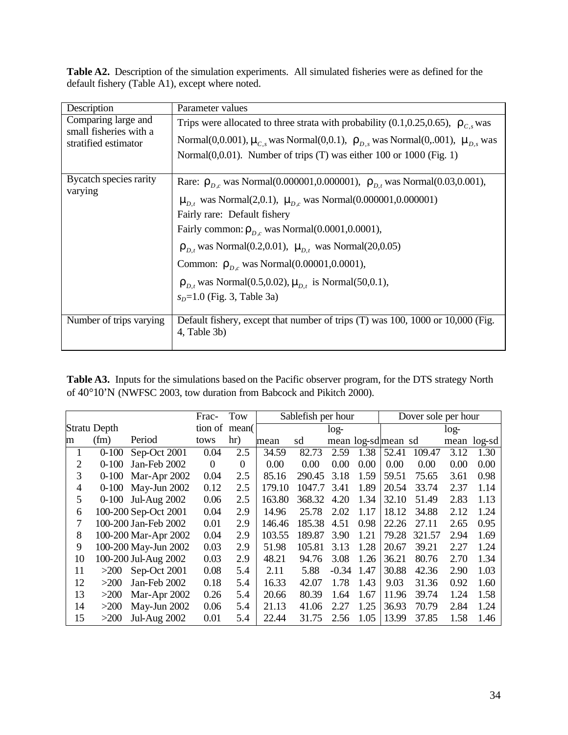**Table A2.** Description of the simulation experiments. All simulated fisheries were as defined for the default fishery (Table A1), except where noted.

| Description | Parameter values |
|---|---|
| Comparing large and small fisheries with a stratified estimator | Trips were allocated to three strata with probability (0.1,0.25,0.65), $\rho_{C,s}$ was Normal(0,0.001), $\mu_{C,s}$ was Normal(0,0.1), $\rho_{D,s}$ was Normal(0,.001), $\mu_{D,s}$ was Normal(0,0.01). Number of trips (T) was either 100 or 1000 (Fig. 1) |
| Bycatch species rarity varying | Rare: $\rho_{D,c}$ was Normal(0.000001,0.000001), $\rho_{D,t}$ was Normal(0.03,0.001), $\mu_{D,t}$ was Normal(2,0.1), $\mu_{D,c}$ was Normal(0.000001,0.000001)<br>Fairly rare: Default fishery<br>Fairly common: $\rho_{D,c}$ was Normal(0.0001,0.0001), $\rho_{D,t}$ was Normal(0.2,0.01), $\mu_{D,t}$ was Normal(20,0.05)<br>Common: $\rho_{D,c}$ was Normal(0.00001,0.0001), $\rho_{D,t}$ was Normal(0.5,0.02), $\mu_{D,t}$ is Normal(50,0.1),<br>$s_D$=1.0 (Fig. 3, Table 3a) |
| Number of trips varying | Default fishery, except that number of trips (T) was 100, 1000 or 10,000 (Fig. 4, Table 3b) |

**Table A3.** Inputs for the simulations based on the Pacific observer program, for the DTS strategy North of 40°10'N (NWFSC 2003, tow duration from Babcock and Pikitch 2000).

| Stratum | Depth (fm) | Period | Fraction of tows | Tow mean(hr) | Sablefish per hour | | | | Dover sole per hour | | | |
|---|---|---|---|---|---|---|---|---|---|---|---|---|
| | | | | | mean | sd | log-mean | log-sd | mean | sd | log-mean | log-sd |
| 1 | 0-100 | Sep-Oct 2001 | 0.04 | 2.5 | 34.59 | 82.73 | 2.59 | 1.38 | 52.41 | 109.47 | 3.12 | 1.30 |
| 2 | 0-100 | Jan-Feb 2002 | 0 | 0 | 0.00 | 0.00 | 0.00 | 0.00 | 0.00 | 0.00 | 0.00 | 0.00 |
| 3 | 0-100 | Mar-Apr 2002 | 0.04 | 2.5 | 85.16 | 290.45 | 3.18 | 1.59 | 59.51 | 75.65 | 3.61 | 0.98 |
| 4 | 0-100 | May-Jun 2002 | 0.12 | 2.5 | 179.10 | 1047.7 | 3.41 | 1.89 | 20.54 | 33.74 | 2.37 | 1.14 |
| 5 | 0-100 | Jul-Aug 2002 | 0.06 | 2.5 | 163.80 | 368.32 | 4.20 | 1.34 | 32.10 | 51.49 | 2.83 | 1.13 |
| 6 | 100-200 | Sep-Oct 2001 | 0.04 | 2.9 | 14.96 | 25.78 | 2.02 | 1.17 | 18.12 | 34.88 | 2.12 | 1.24 |
| 7 | 100-200 | Jan-Feb 2002 | 0.01 | 2.9 | 146.46 | 185.38 | 4.51 | 0.98 | 22.26 | 27.11 | 2.65 | 0.95 |
| 8 | 100-200 | Mar-Apr 2002 | 0.04 | 2.9 | 103.55 | 189.87 | 3.90 | 1.21 | 79.28 | 321.57 | 2.94 | 1.69 |
| 9 | 100-200 | May-Jun 2002 | 0.03 | 2.9 | 51.98 | 105.81 | 3.13 | 1.28 | 20.67 | 39.21 | 2.27 | 1.24 |
| 10 | 100-200 | Jul-Aug 2002 | 0.03 | 2.9 | 48.21 | 94.76 | 3.08 | 1.26 | 36.21 | 80.76 | 2.70 | 1.34 |
| 11 | >200 | Sep-Oct 2001 | 0.08 | 5.4 | 2.11 | 5.88 | -0.34 | 1.47 | 30.88 | 42.36 | 2.90 | 1.03 |
| 12 | >200 | Jan-Feb 2002 | 0.18 | 5.4 | 16.33 | 42.07 | 1.78 | 1.43 | 9.03 | 31.36 | 0.92 | 1.60 |
| 13 | >200 | Mar-Apr 2002 | 0.26 | 5.4 | 20.66 | 80.39 | 1.64 | 1.67 | 11.96 | 39.74 | 1.24 | 1.58 |
| 14 | >200 | May-Jun 2002 | 0.06 | 5.4 | 21.13 | 41.06 | 2.27 | 1.25 | 36.93 | 70.79 | 2.84 | 1.24 |
| 15 | >200 | Jul-Aug 2002 | 0.01 | 5.4 | 22.44 | 31.75 | 2.56 | 1.05 | 13.99 | 37.85 | 1.58 | 1.46 |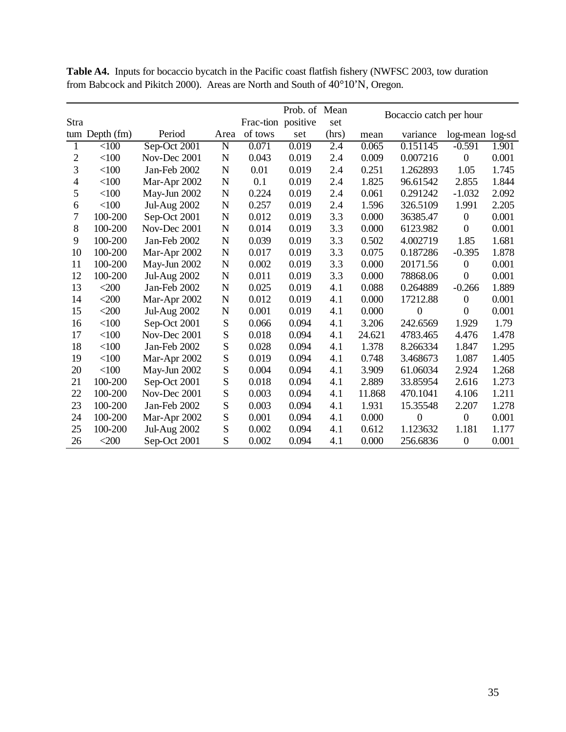**Table A4.** Inputs for bocaccio bycatch in the Pacific coast flatfish fishery (NWFSC 2003, tow duration from Babcock and Pikitch 2000). Areas are North and South of 40°10'N, Oregon.

| Stratum | Depth (fm) | Period | Area | Frac-tion of tows | Prob. of positive set | Mean set (hrs) | Bocaccio catch per hour | | | |
|---|---|---|---|---|---|---|---|---|---|---|
| | | | | | | | mean | variance | log-mean | log-sd |
| 1 | <100 | Sep-Oct 2001 | N | 0.071 | 0.019 | 2.4 | 0.065 | 0.151145 | -0.591 | 1.901 |
| 2 | <100 | Nov-Dec 2001 | N | 0.043 | 0.019 | 2.4 | 0.009 | 0.007216 | 0 | 0.001 |
| 3 | <100 | Jan-Feb 2002 | N | 0.01 | 0.019 | 2.4 | 0.251 | 1.262893 | 1.05 | 1.745 |
| 4 | <100 | Mar-Apr 2002 | N | 0.1 | 0.019 | 2.4 | 1.825 | 96.61542 | 2.855 | 1.844 |
| 5 | <100 | May-Jun 2002 | N | 0.224 | 0.019 | 2.4 | 0.061 | 0.291242 | -1.032 | 2.092 |
| 6 | <100 | Jul-Aug 2002 | N | 0.257 | 0.019 | 2.4 | 1.596 | 326.5109 | 1.991 | 2.205 |
| 7 | 100-200 | Sep-Oct 2001 | N | 0.012 | 0.019 | 3.3 | 0.000 | 36385.47 | 0 | 0.001 |
| 8 | 100-200 | Nov-Dec 2001 | N | 0.014 | 0.019 | 3.3 | 0.000 | 6123.982 | 0 | 0.001 |
| 9 | 100-200 | Jan-Feb 2002 | N | 0.039 | 0.019 | 3.3 | 0.502 | 4.002719 | 1.85 | 1.681 |
| 10 | 100-200 | Mar-Apr 2002 | N | 0.017 | 0.019 | 3.3 | 0.075 | 0.187286 | -0.395 | 1.878 |
| 11 | 100-200 | May-Jun 2002 | N | 0.002 | 0.019 | 3.3 | 0.000 | 20171.56 | 0 | 0.001 |
| 12 | 100-200 | Jul-Aug 2002 | N | 0.011 | 0.019 | 3.3 | 0.000 | 78868.06 | 0 | 0.001 |
| 13 | <200 | Jan-Feb 2002 | N | 0.025 | 0.019 | 4.1 | 0.088 | 0.264889 | -0.266 | 1.889 |
| 14 | <200 | Mar-Apr 2002 | N | 0.012 | 0.019 | 4.1 | 0.000 | 17212.88 | 0 | 0.001 |
| 15 | <200 | Jul-Aug 2002 | N | 0.001 | 0.019 | 4.1 | 0.000 | 0 | 0 | 0.001 |
| 16 | <100 | Sep-Oct 2001 | S | 0.066 | 0.094 | 4.1 | 3.206 | 242.6569 | 1.929 | 1.79 |
| 17 | <100 | Nov-Dec 2001 | S | 0.018 | 0.094 | 4.1 | 24.621 | 4783.465 | 4.476 | 1.478 |
| 18 | <100 | Jan-Feb 2002 | S | 0.028 | 0.094 | 4.1 | 1.378 | 8.266334 | 1.847 | 1.295 |
| 19 | <100 | Mar-Apr 2002 | S | 0.019 | 0.094 | 4.1 | 0.748 | 3.468673 | 1.087 | 1.405 |
| 20 | <100 | May-Jun 2002 | S | 0.004 | 0.094 | 4.1 | 3.909 | 61.06034 | 2.924 | 1.268 |
| 21 | 100-200 | Sep-Oct 2001 | S | 0.018 | 0.094 | 4.1 | 2.889 | 33.85954 | 2.616 | 1.273 |
| 22 | 100-200 | Nov-Dec 2001 | S | 0.003 | 0.094 | 4.1 | 11.868 | 470.1041 | 4.106 | 1.211 |
| 23 | 100-200 | Jan-Feb 2002 | S | 0.003 | 0.094 | 4.1 | 1.931 | 15.35548 | 2.207 | 1.278 |
| 24 | 100-200 | Mar-Apr 2002 | S | 0.001 | 0.094 | 4.1 | 0.000 | 0 | 0 | 0.001 |
| 25 | 100-200 | Jul-Aug 2002 | S | 0.002 | 0.094 | 4.1 | 0.612 | 1.123632 | 1.181 | 1.177 |
| 26 | <200 | Sep-Oct 2001 | S | 0.002 | 0.094 | 4.1 | 0.000 | 256.6836 | 0 | 0.001 |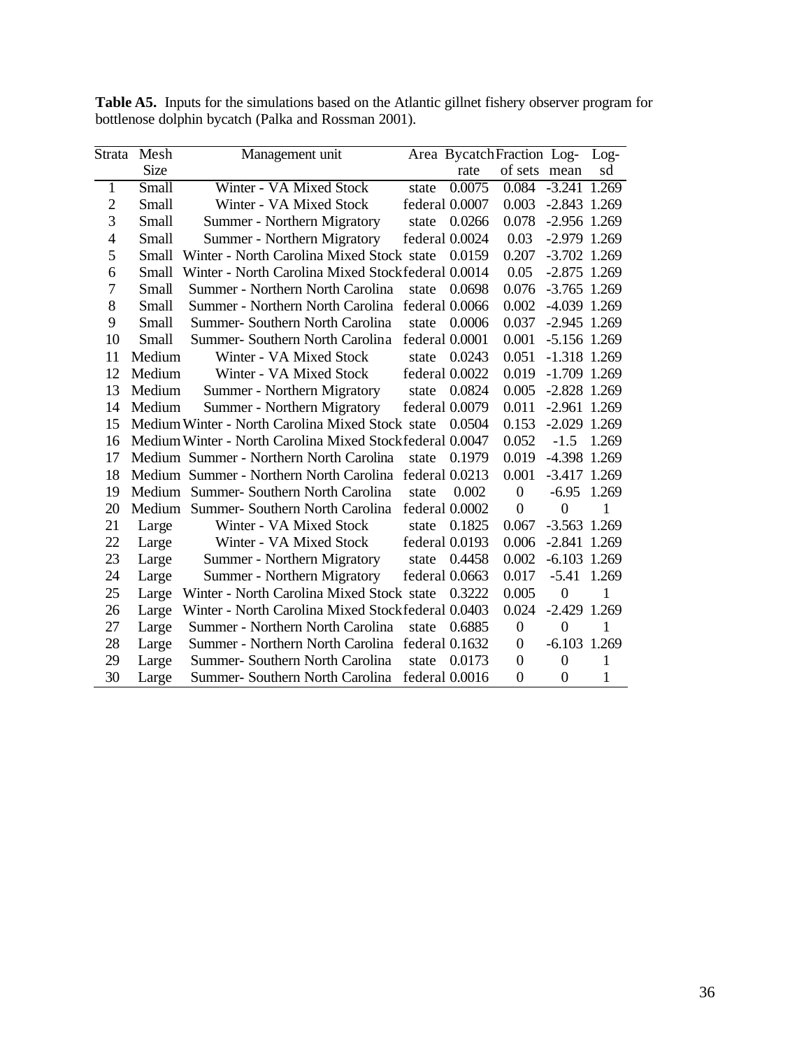**Table A5.** Inputs for the simulations based on the Atlantic gillnet fishery observer program for bottlenose dolphin bycatch (Palka and Rossman 2001).

| Strata | Mesh Size | Management unit | Area | Bycatch rate | Fraction of sets | Log-mean | Log-sd |
|---|---|---|---|---|---|---|---|
| 1 | Small | Winter - VA Mixed Stock | state | 0.0075 | 0.084 | -3.241 | 1.269 |
| 2 | Small | Winter - VA Mixed Stock | federal | 0.0007 | 0.003 | -2.843 | 1.269 |
| 3 | Small | Summer - Northern Migratory | state | 0.0266 | 0.078 | -2.956 | 1.269 |
| 4 | Small | Summer - Northern Migratory | federal | 0.0024 | 0.03 | -2.979 | 1.269 |
| 5 | Small | Winter - North Carolina Mixed Stock | state | 0.0159 | 0.207 | -3.702 | 1.269 |
| 6 | Small | Winter - North Carolina Mixed Stock | federal | 0.0014 | 0.05 | -2.875 | 1.269 |
| 7 | Small | Summer - Northern North Carolina | state | 0.0698 | 0.076 | -3.765 | 1.269 |
| 8 | Small | Summer - Northern North Carolina | federal | 0.0066 | 0.002 | -4.039 | 1.269 |
| 9 | Small | Summer- Southern North Carolina | state | 0.0006 | 0.037 | -2.945 | 1.269 |
| 10 | Small | Summer- Southern North Carolina | federal | 0.0001 | 0.001 | -5.156 | 1.269 |
| 11 | Medium | Winter - VA Mixed Stock | state | 0.0243 | 0.051 | -1.318 | 1.269 |
| 12 | Medium | Winter - VA Mixed Stock | federal | 0.0022 | 0.019 | -1.709 | 1.269 |
| 13 | Medium | Summer - Northern Migratory | state | 0.0824 | 0.005 | -2.828 | 1.269 |
| 14 | Medium | Summer - Northern Migratory | federal | 0.0079 | 0.011 | -2.961 | 1.269 |
| 15 | Medium | Winter - North Carolina Mixed Stock | state | 0.0504 | 0.153 | -2.029 | 1.269 |
| 16 | Medium | Winter - North Carolina Mixed Stock | federal | 0.0047 | 0.052 | -1.5 | 1.269 |
| 17 | Medium | Summer - Northern North Carolina | state | 0.1979 | 0.019 | -4.398 | 1.269 |
| 18 | Medium | Summer - Northern North Carolina | federal | 0.0213 | 0.001 | -3.417 | 1.269 |
| 19 | Medium | Summer- Southern North Carolina | state | 0.002 | 0 | -6.95 | 1.269 |
| 20 | Medium | Summer- Southern North Carolina | federal | 0.0002 | 0 | 0 | 1 |
| 21 | Large | Winter - VA Mixed Stock | state | 0.1825 | 0.067 | -3.563 | 1.269 |
| 22 | Large | Winter - VA Mixed Stock | federal | 0.0193 | 0.006 | -2.841 | 1.269 |
| 23 | Large | Summer - Northern Migratory | state | 0.4458 | 0.002 | -6.103 | 1.269 |
| 24 | Large | Summer - Northern Migratory | federal | 0.0663 | 0.017 | -5.41 | 1.269 |
| 25 | Large | Winter - North Carolina Mixed Stock | state | 0.3222 | 0.005 | 0 | 1 |
| 26 | Large | Winter - North Carolina Mixed Stock | federal | 0.0403 | 0.024 | -2.429 | 1.269 |
| 27 | Large | Summer - Northern North Carolina | state | 0.6885 | 0 | 0 | 1 |
| 28 | Large | Summer - Northern North Carolina | federal | 0.1632 | 0 | -6.103 | 1.269 |
| 29 | Large | Summer- Southern North Carolina | state | 0.0173 | 0 | 0 | 1 |
| 30 | Large | Summer- Southern North Carolina | federal | 0.0016 | 0 | 0 | 1 |